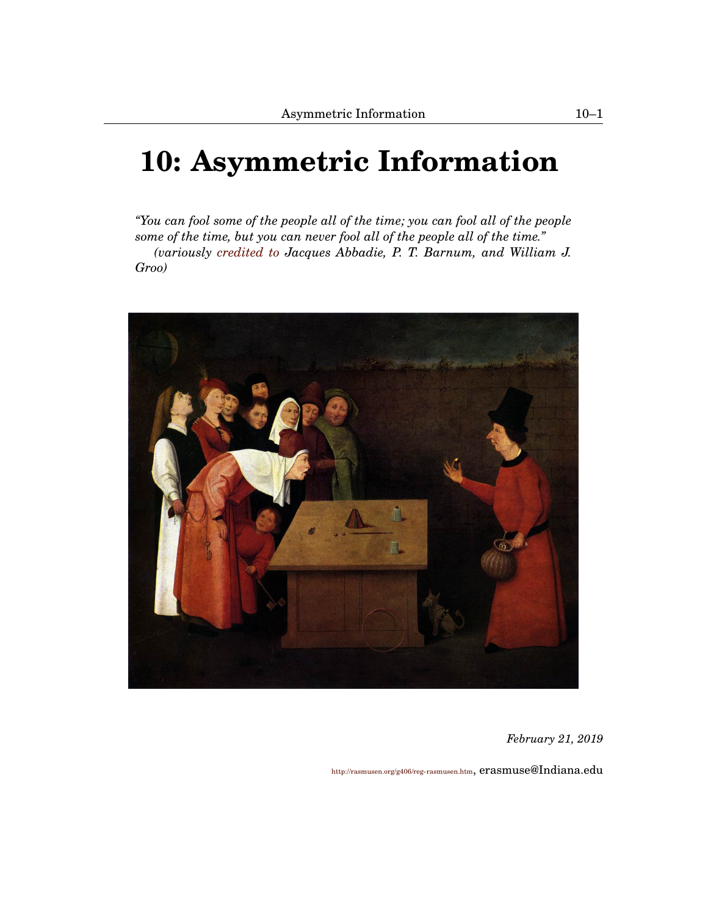# 10: Asymmetric Information

*"You can fool some of the people all of the time; you can fool all of the people some of the time, but you can never fool all of the people all of the time."*
*(variously credited to Jacques Abbadie, P. T. Barnum, and William J. Groo)*

*February 21, 2019*

http://rasmusen.org/g406/reg-rasmusen.htm, erasmuse@Indiana.edu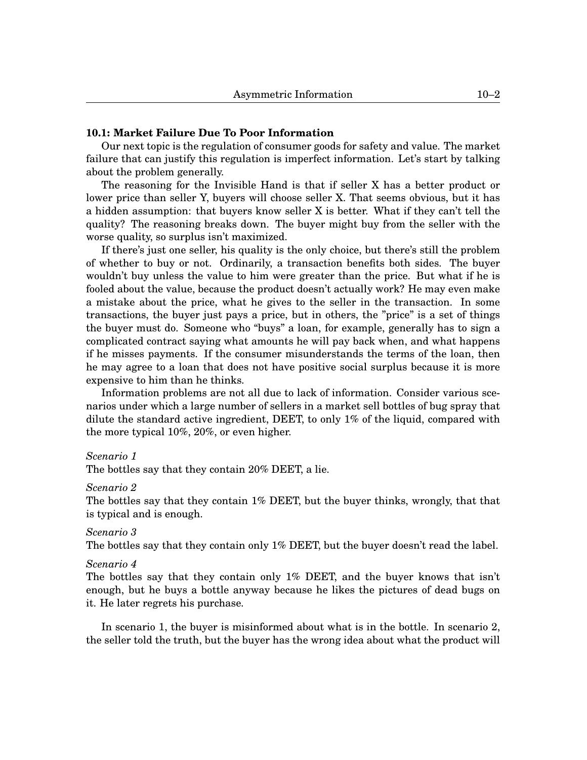### 10.1: Market Failure Due To Poor Information

Our next topic is the regulation of consumer goods for safety and value. The market failure that can justify this regulation is imperfect information. Let's start by talking about the problem generally.

The reasoning for the Invisible Hand is that if seller X has a better product or lower price than seller Y, buyers will choose seller X. That seems obvious, but it has a hidden assumption: that buyers know seller X is better. What if they can't tell the quality? The reasoning breaks down. The buyer might buy from the seller with the worse quality, so surplus isn't maximized.

If there's just one seller, his quality is the only choice, but there's still the problem of whether to buy or not. Ordinarily, a transaction benefits both sides. The buyer wouldn't buy unless the value to him were greater than the price. But what if he is fooled about the value, because the product doesn't actually work? He may even make a mistake about the price, what he gives to the seller in the transaction. In some transactions, the buyer just pays a price, but in others, the "price" is a set of things the buyer must do. Someone who "buys" a loan, for example, generally has to sign a complicated contract saying what amounts he will pay back when, and what happens if he misses payments. If the consumer misunderstands the terms of the loan, then he may agree to a loan that does not have positive social surplus because it is more expensive to him than he thinks.

Information problems are not all due to lack of information. Consider various scenarios under which a large number of sellers in a market sell bottles of bug spray that dilute the standard active ingredient, DEET, to only 1% of the liquid, compared with the more typical 10%, 20%, or even higher.

*Scenario 1*
The bottles say that they contain 20% DEET, a lie.

*Scenario 2*
The bottles say that they contain 1% DEET, but the buyer thinks, wrongly, that that is typical and is enough.

*Scenario 3*
The bottles say that they contain only 1% DEET, but the buyer doesn't read the label.

*Scenario 4*
The bottles say that they contain only 1% DEET, and the buyer knows that isn't enough, but he buys a bottle anyway because he likes the pictures of dead bugs on it. He later regrets his purchase.

In scenario 1, the buyer is misinformed about what is in the bottle. In scenario 2, the seller told the truth, but the buyer has the wrong idea about what the product will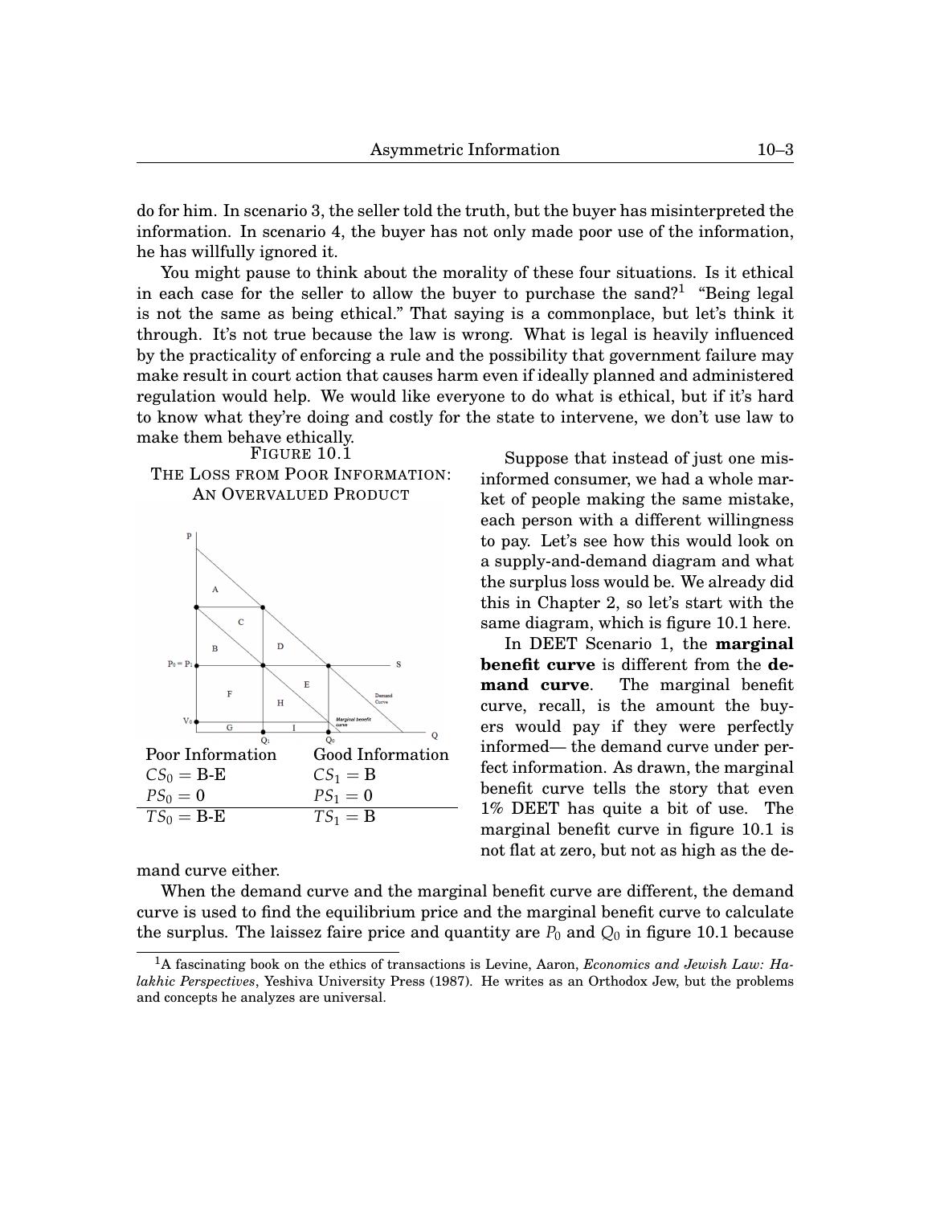do for him. In scenario 3, the seller told the truth, but the buyer has misinterpreted the information. In scenario 4, the buyer has not only made poor use of the information, he has willfully ignored it.

You might pause to think about the morality of these four situations. Is it ethical in each case for the seller to allow the buyer to purchase the sand?[1] "Being legal is not the same as being ethical." That saying is a commonplace, but let's think it through. It's not true because the law is wrong. What is legal is heavily influenced by the practicality of enforcing a rule and the possibility that government failure may make result in court action that causes harm even if ideally planned and administered regulation would help. We would like everyone to do what is ethical, but if it's hard to know what they're doing and costly for the state to intervene, we don't use law to make them behave ethically.

FIGURE 10.1
THE LOSS FROM POOR INFORMATION: AN OVERVALUED PRODUCT

| Poor Information | Good Information |
|---|---|
| $CS_0 =$ B-E | $CS_1 =$ B |
| $PS_0 = 0$ | $PS_1 = 0$ |
| $TS_0 =$ B-E | $TS_1 =$ B |

Suppose that instead of just one misinformed consumer, we had a whole market of people making the same mistake, each person with a different willingness to pay. Let's see how this would look on a supply-and-demand diagram and what the surplus loss would be. We already did this in Chapter 2, so let's start with the same diagram, which is figure 10.1 here.

In DEET Scenario 1, the **marginal benefit curve** is different from the **demand curve**. The marginal benefit curve, recall, is the amount the buyers would pay if they were perfectly informed— the demand curve under perfect information. As drawn, the marginal benefit curve tells the story that even 1% DEET has quite a bit of use. The marginal benefit curve in figure 10.1 is not flat at zero, but not as high as the demand curve either.

When the demand curve and the marginal benefit curve are different, the demand curve is used to find the equilibrium price and the marginal benefit curve to calculate the surplus. The laissez faire price and quantity are $P_0$ and $Q_0$ in figure 10.1 because

[1] A fascinating book on the ethics of transactions is Levine, Aaron, *Economics and Jewish Law: Halakhic Perspectives*, Yeshiva University Press (1987). He writes as an Orthodox Jew, but the problems and concepts he analyzes are universal.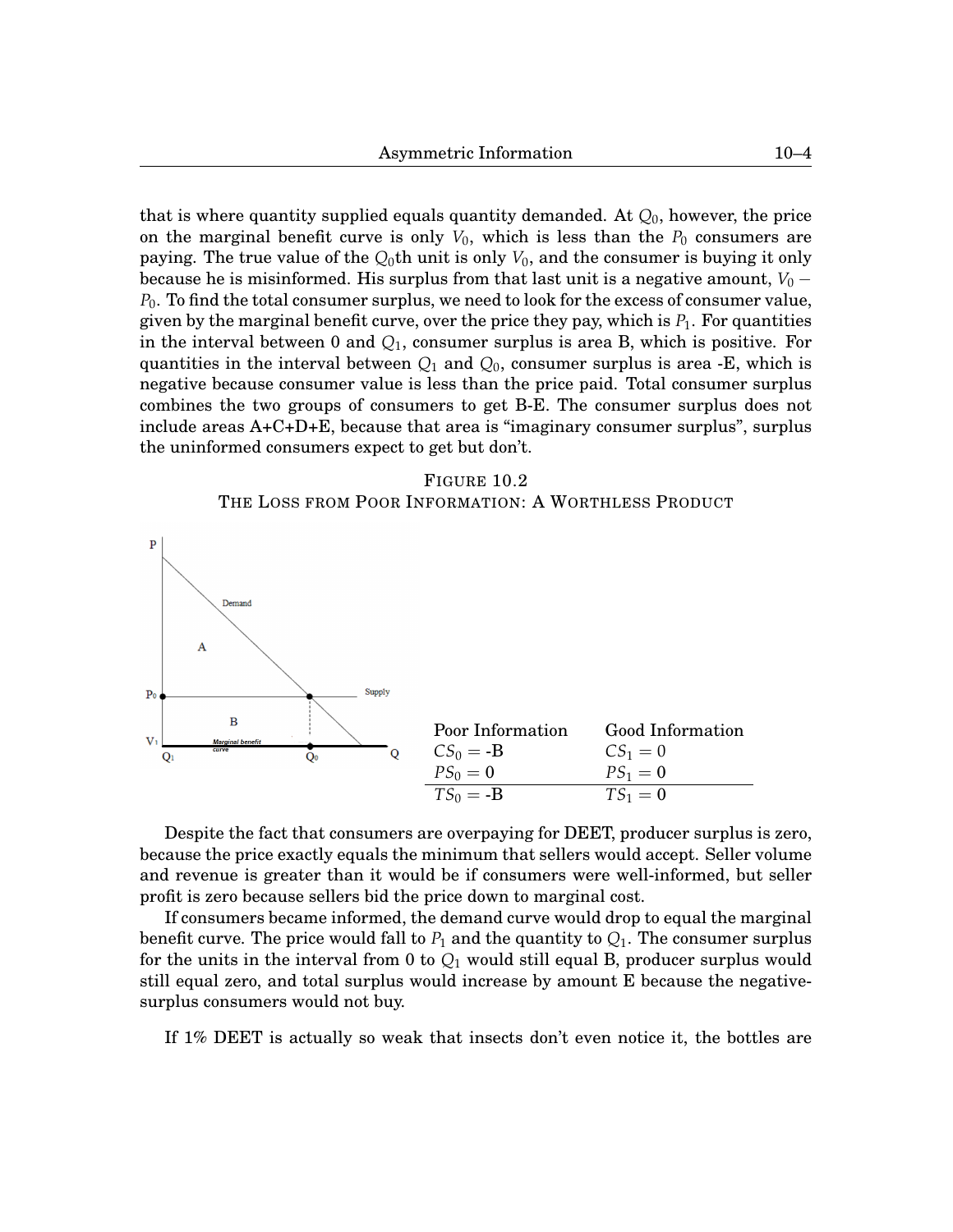that is where quantity supplied equals quantity demanded. At $Q_0$, however, the price on the marginal benefit curve is only $V_0$, which is less than the $P_0$ consumers are paying. The true value of the $Q_0$th unit is only $V_0$, and the consumer is buying it only because he is misinformed. His surplus from that last unit is a negative amount, $V_0 - P_0$. To find the total consumer surplus, we need to look for the excess of consumer value, given by the marginal benefit curve, over the price they pay, which is $P_1$. For quantities in the interval between 0 and $Q_1$, consumer surplus is area B, which is positive. For quantities in the interval between $Q_1$ and $Q_0$, consumer surplus is area -E, which is negative because consumer value is less than the price paid. Total consumer surplus combines the two groups of consumers to get B-E. The consumer surplus does not include areas A+C+D+E, because that area is "imaginary consumer surplus", surplus the uninformed consumers expect to get but don't.

FIGURE 10.2
THE LOSS FROM POOR INFORMATION: A WORTHLESS PRODUCT

| Poor Information | Good Information |
| --- | --- |
| $CS_0 =$ -B | $CS_1 = 0$ |
| $PS_0 = 0$ | $PS_1 = 0$ |
| $TS_0 =$ -B | $TS_1 = 0$ |

Despite the fact that consumers are overpaying for DEET, producer surplus is zero, because the price exactly equals the minimum that sellers would accept. Seller volume and revenue is greater than it would be if consumers were well-informed, but seller profit is zero because sellers bid the price down to marginal cost.

If consumers became informed, the demand curve would drop to equal the marginal benefit curve. The price would fall to $P_1$ and the quantity to $Q_1$. The consumer surplus for the units in the interval from 0 to $Q_1$ would still equal B, producer surplus would still equal zero, and total surplus would increase by amount E because the negative-surplus consumers would not buy.

If 1% DEET is actually so weak that insects don't even notice it, the bottles are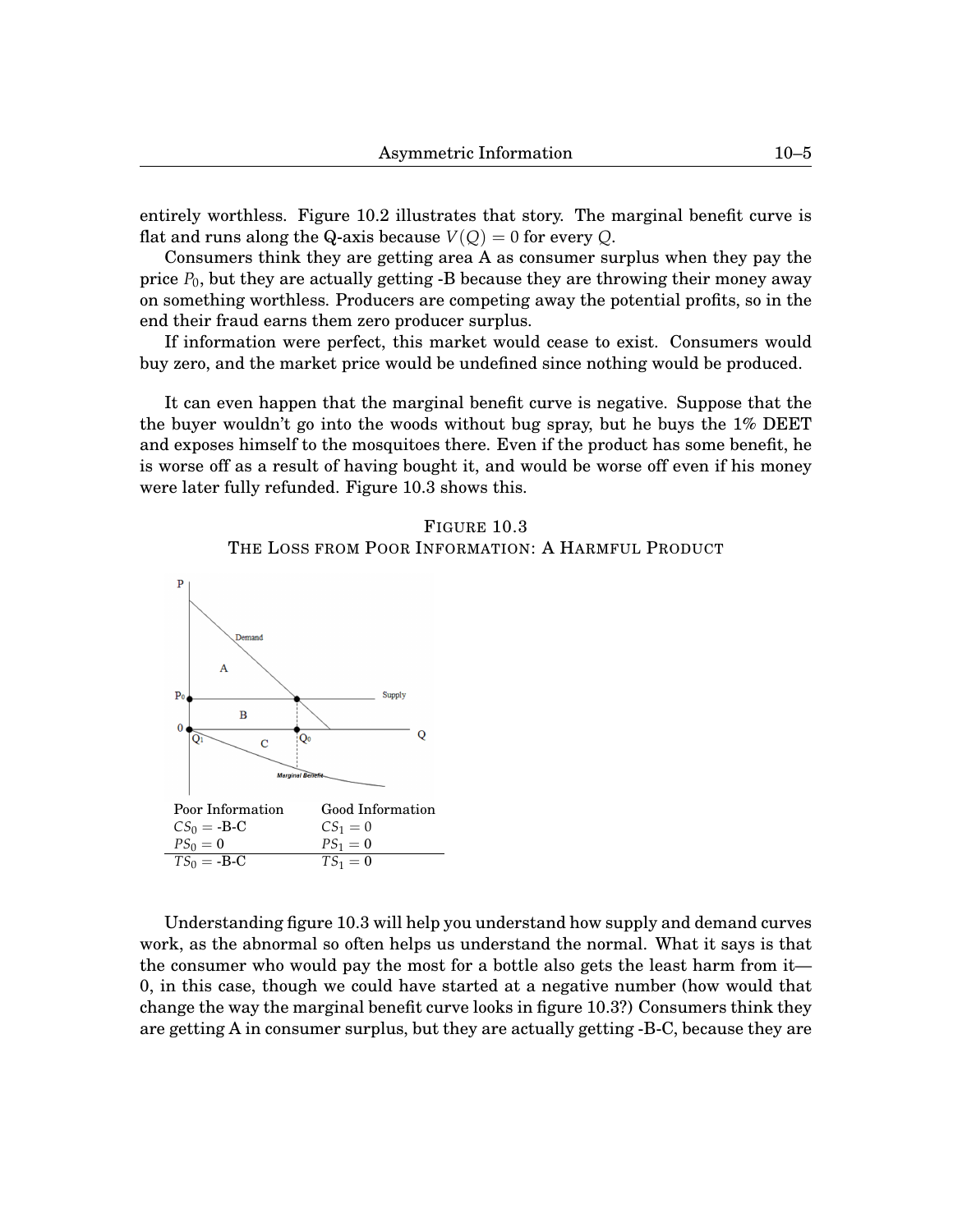entirely worthless. Figure 10.2 illustrates that story. The marginal benefit curve is flat and runs along the Q-axis because $V(Q) = 0$ for every $Q$.

Consumers think they are getting area A as consumer surplus when they pay the price $P_0$, but they are actually getting -B because they are throwing their money away on something worthless. Producers are competing away the potential profits, so in the end their fraud earns them zero producer surplus.

If information were perfect, this market would cease to exist. Consumers would buy zero, and the market price would be undefined since nothing would be produced.

It can even happen that the marginal benefit curve is negative. Suppose that the the buyer wouldn't go into the woods without bug spray, but he buys the 1% DEET and exposes himself to the mosquitoes there. Even if the product has some benefit, he is worse off as a result of having bought it, and would be worse off even if his money were later fully refunded. Figure 10.3 shows this.

FIGURE 10.3
THE LOSS FROM POOR INFORMATION: A HARMFUL PRODUCT

| Poor Information | Good Information |
|---|---|
| $CS_0 =$ -B-C | $CS_1 = 0$ |
| $PS_0 = 0$ | $PS_1 = 0$ |
| $TS_0 =$ -B-C | $TS_1 = 0$ |

Understanding figure 10.3 will help you understand how supply and demand curves work, as the abnormal so often helps us understand the normal. What it says is that the consumer who would pay the most for a bottle also gets the least harm from it—0, in this case, though we could have started at a negative number (how would that change the way the marginal benefit curve looks in figure 10.3?) Consumers think they are getting A in consumer surplus, but they are actually getting -B-C, because they are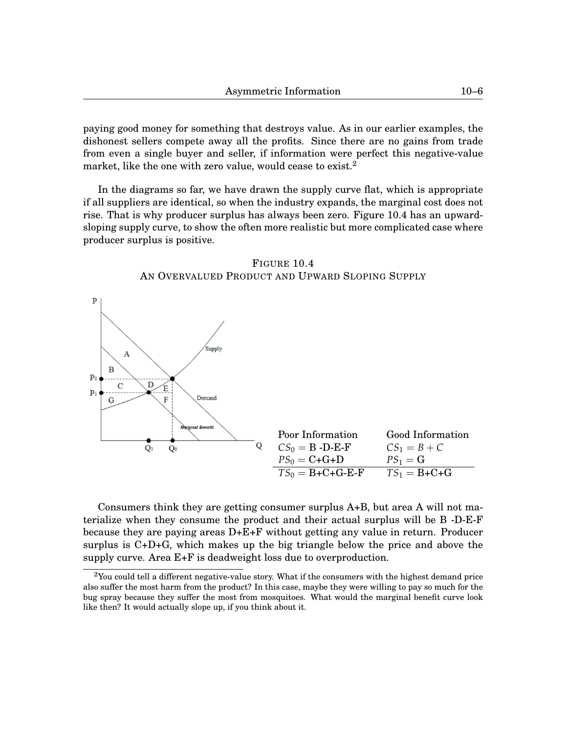paying good money for something that destroys value. As in our earlier examples, the dishonest sellers compete away all the profits. Since there are no gains from trade from even a single buyer and seller, if information were perfect this negative-value market, like the one with zero value, would cease to exist.[2]

In the diagrams so far, we have drawn the supply curve flat, which is appropriate if all suppliers are identical, so when the industry expands, the marginal cost does not rise. That is why producer surplus has always been zero. Figure 10.4 has an upward-sloping supply curve, to show the often more realistic but more complicated case where producer surplus is positive.

FIGURE 10.4
AN OVERVALUED PRODUCT AND UPWARD SLOPING SUPPLY

| Poor Information | Good Information |
|---|---|
| $CS_0 =$ B -D-E-F | $CS_1 = B + C$ |
| $PS_0 =$ C+G+D | $PS_1 =$ G |
| $TS_0 =$ B+C+G-E-F | $TS_1 =$ B+C+G |

Consumers think they are getting consumer surplus A+B, but area A will not materialize when they consume the product and their actual surplus will be B -D-E-F because they are paying areas D+E+F without getting any value in return. Producer surplus is C+D+G, which makes up the big triangle below the price and above the supply curve. Area E+F is deadweight loss due to overproduction.

[2]You could tell a different negative-value story. What if the consumers with the highest demand price also suffer the most harm from the product? In this case, maybe they were willing to pay so much for the bug spray because they suffer the most from mosquitoes. What would the marginal benefit curve look like then? It would actually slope up, if you think about it.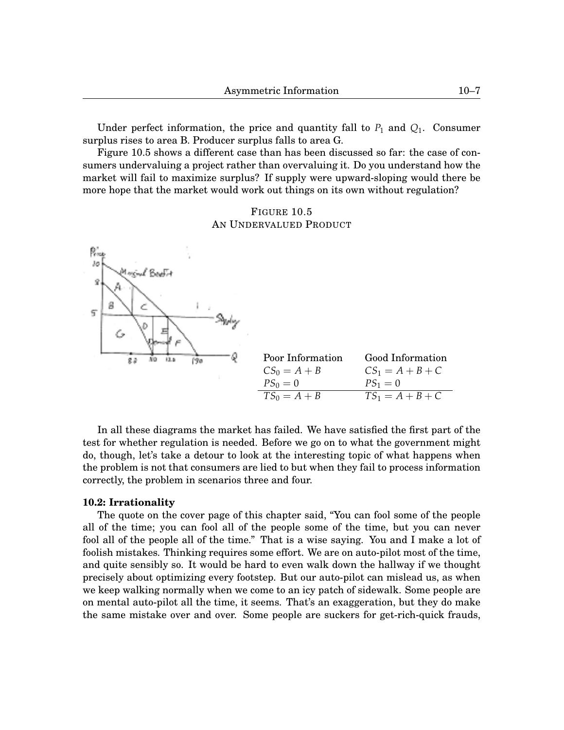Under perfect information, the price and quantity fall to $P_1$ and $Q_1$. Consumer surplus rises to area B. Producer surplus falls to area G.

Figure 10.5 shows a different case than has been discussed so far: the case of consumers undervaluing a project rather than overvaluing it. Do you understand how the market will fail to maximize surplus? If supply were upward-sloping would there be more hope that the market would work out things on its own without regulation?

FIGURE 10.5
AN UNDERVALUED PRODUCT

| Poor Information | Good Information |
|---|---|
| $CS_0 = A + B$ | $CS_1 = A + B + C$ |
| $PS_0 = 0$ | $PS_1 = 0$ |
| $TS_0 = A + B$ | $TS_1 = A + B + C$ |

In all these diagrams the market has failed. We have satisfied the first part of the test for whether regulation is needed. Before we go on to what the government might do, though, let's take a detour to look at the interesting topic of what happens when the problem is not that consumers are lied to but when they fail to process information correctly, the problem in scenarios three and four.

### 10.2: Irrationality

The quote on the cover page of this chapter said, "You can fool some of the people all of the time; you can fool all of the people some of the time, but you can never fool all of the people all of the time." That is a wise saying. You and I make a lot of foolish mistakes. Thinking requires some effort. We are on auto-pilot most of the time, and quite sensibly so. It would be hard to even walk down the hallway if we thought precisely about optimizing every footstep. But our auto-pilot can mislead us, as when we keep walking normally when we come to an icy patch of sidewalk. Some people are on mental auto-pilot all the time, it seems. That's an exaggeration, but they do make the same mistake over and over. Some people are suckers for get-rich-quick frauds,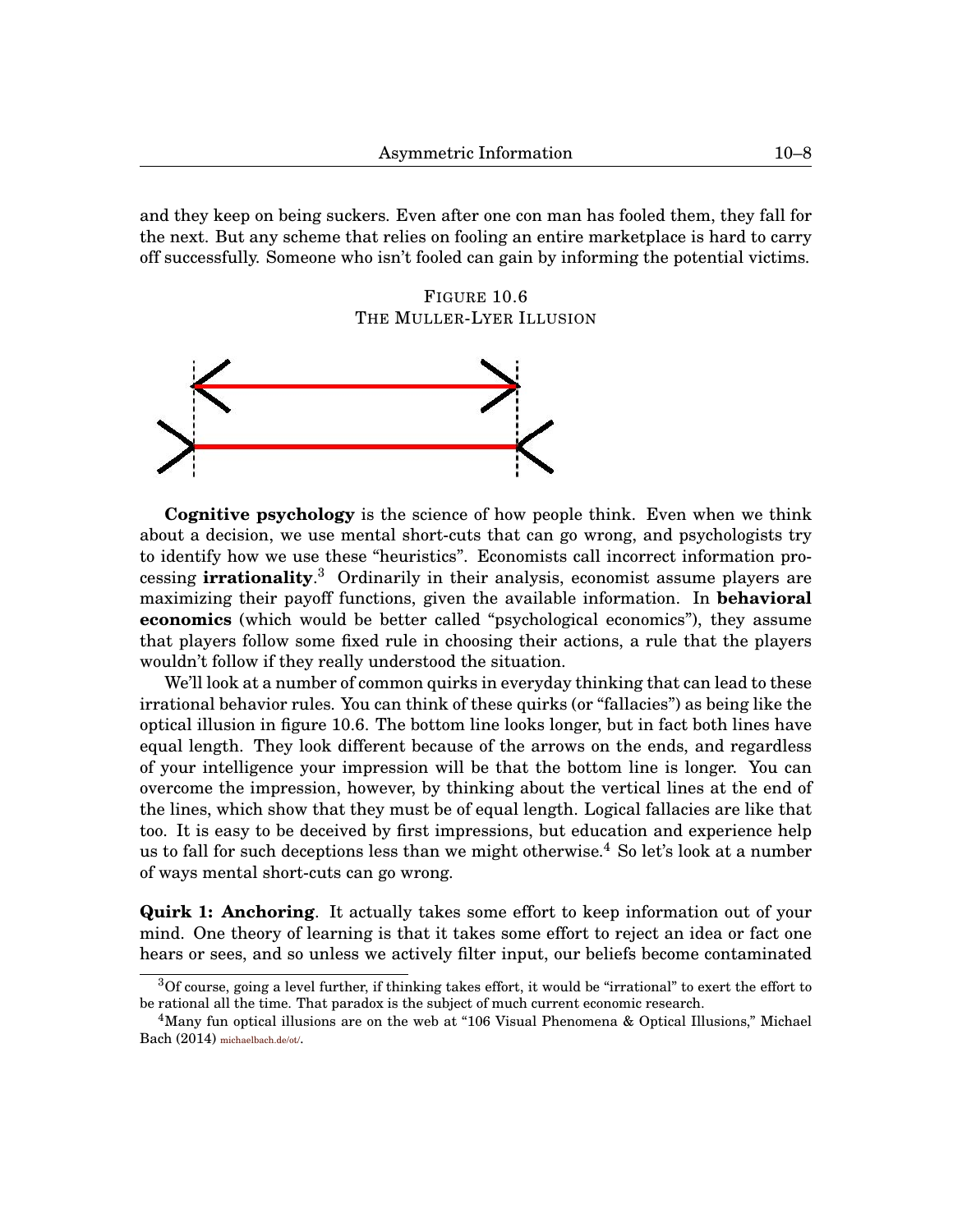and they keep on being suckers. Even after one con man has fooled them, they fall for the next. But any scheme that relies on fooling an entire marketplace is hard to carry off successfully. Someone who isn't fooled can gain by informing the potential victims.

FIGURE 10.6
THE MULLER-LYER ILLUSION

**Cognitive psychology** is the science of how people think. Even when we think about a decision, we use mental short-cuts that can go wrong, and psychologists try to identify how we use these "heuristics". Economists call incorrect information processing **irrationality**.[3] Ordinarily in their analysis, economist assume players are maximizing their payoff functions, given the available information. In **behavioral economics** (which would be better called "psychological economics"), they assume that players follow some fixed rule in choosing their actions, a rule that the players wouldn't follow if they really understood the situation.

We'll look at a number of common quirks in everyday thinking that can lead to these irrational behavior rules. You can think of these quirks (or "fallacies") as being like the optical illusion in figure 10.6. The bottom line looks longer, but in fact both lines have equal length. They look different because of the arrows on the ends, and regardless of your intelligence your impression will be that the bottom line is longer. You can overcome the impression, however, by thinking about the vertical lines at the end of the lines, which show that they must be of equal length. Logical fallacies are like that too. It is easy to be deceived by first impressions, but education and experience help us to fall for such deceptions less than we might otherwise.[4] So let's look at a number of ways mental short-cuts can go wrong.

**Quirk 1: Anchoring**. It actually takes some effort to keep information out of your mind. One theory of learning is that it takes some effort to reject an idea or fact one hears or sees, and so unless we actively filter input, our beliefs become contaminated

[3] Of course, going a level further, if thinking takes effort, it would be "irrational" to exert the effort to be rational all the time. That paradox is the subject of much current economic research.

[4] Many fun optical illusions are on the web at "106 Visual Phenomena & Optical Illusions," Michael Bach (2014) michaelbach.de/ot/.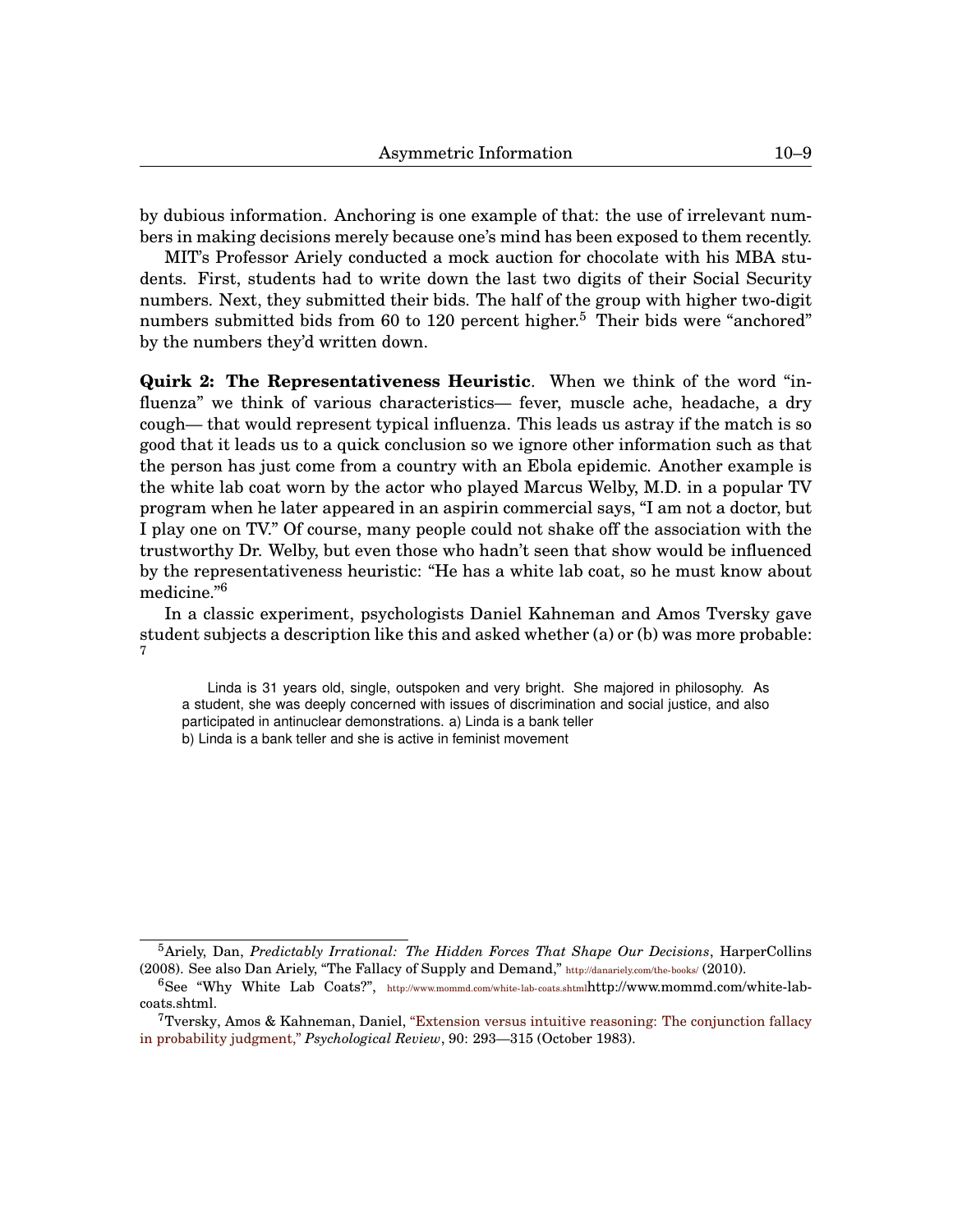by dubious information. Anchoring is one example of that: the use of irrelevant numbers in making decisions merely because one's mind has been exposed to them recently.

MIT's Professor Ariely conducted a mock auction for chocolate with his MBA students. First, students had to write down the last two digits of their Social Security numbers. Next, they submitted their bids. The half of the group with higher two-digit numbers submitted bids from 60 to 120 percent higher.[5] Their bids were "anchored" by the numbers they'd written down.

**Quirk 2: The Representativeness Heuristic**. When we think of the word "influenza" we think of various characteristics— fever, muscle ache, headache, a dry cough— that would represent typical influenza. This leads us astray if the match is so good that it leads us to a quick conclusion so we ignore other information such as that the person has just come from a country with an Ebola epidemic. Another example is the white lab coat worn by the actor who played Marcus Welby, M.D. in a popular TV program when he later appeared in an aspirin commercial says, "I am not a doctor, but I play one on TV." Of course, many people could not shake off the association with the trustworthy Dr. Welby, but even those who hadn't seen that show would be influenced by the representativeness heuristic: "He has a white lab coat, so he must know about medicine."[6]

In a classic experiment, psychologists Daniel Kahneman and Amos Tversky gave student subjects a description like this and asked whether (a) or (b) was more probable: [7]

> Linda is 31 years old, single, outspoken and very bright. She majored in philosophy. As a student, she was deeply concerned with issues of discrimination and social justice, and also participated in antinuclear demonstrations. a) Linda is a bank teller
> b) Linda is a bank teller and she is active in feminist movement

---

[5] Ariely, Dan, *Predictably Irrational: The Hidden Forces That Shape Our Decisions*, HarperCollins (2008). See also Dan Ariely, "The Fallacy of Supply and Demand," http://danariely.com/the-books/ (2010).

[6] See "Why White Lab Coats?", http://www.mommd.com/white-lab-coats.shtmlhttp://www.mommd.com/white-lab-coats.shtml.

[7] Tversky, Amos & Kahneman, Daniel, "Extension versus intuitive reasoning: The conjunction fallacy in probability judgment," *Psychological Review*, 90: 293—315 (October 1983).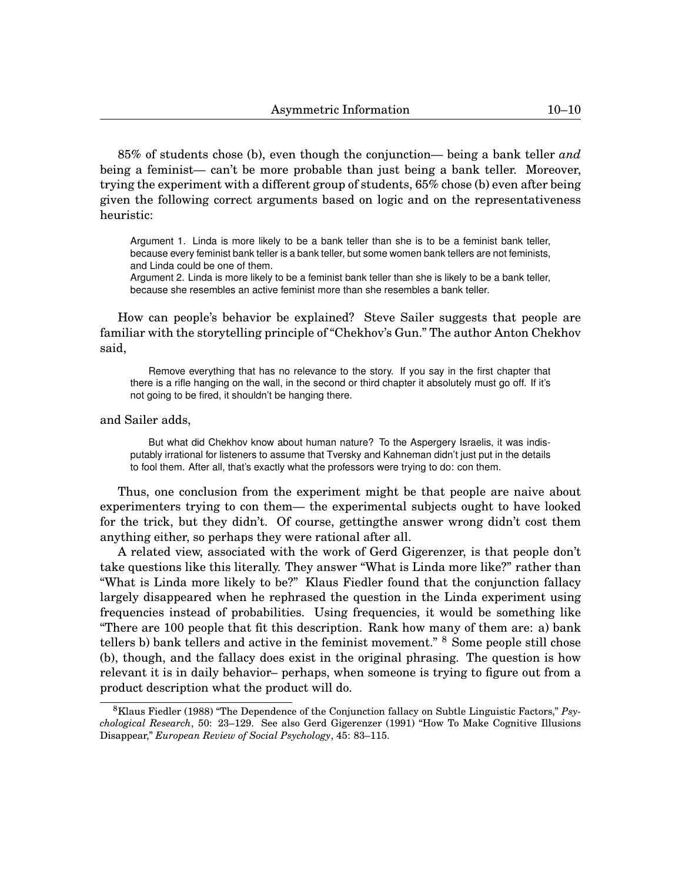85% of students chose (b), even though the conjunction— being a bank teller *and* being a feminist— can't be more probable than just being a bank teller. Moreover, trying the experiment with a different group of students, 65% chose (b) even after being given the following correct arguments based on logic and on the representativeness heuristic:

> Argument 1. Linda is more likely to be a bank teller than she is to be a feminist bank teller, because every feminist bank teller is a bank teller, but some women bank tellers are not feminists, and Linda could be one of them.
> Argument 2. Linda is more likely to be a feminist bank teller than she is likely to be a bank teller, because she resembles an active feminist more than she resembles a bank teller.

How can people's behavior be explained? Steve Sailer suggests that people are familiar with the storytelling principle of "Chekhov's Gun." The author Anton Chekhov said,

> Remove everything that has no relevance to the story. If you say in the first chapter that there is a rifle hanging on the wall, in the second or third chapter it absolutely must go off. If it's not going to be fired, it shouldn't be hanging there.

and Sailer adds,

> But what did Chekhov know about human nature? To the Aspergery Israelis, it was indisputably irrational for listeners to assume that Tversky and Kahneman didn't just put in the details to fool them. After all, that's exactly what the professors were trying to do: con them.

Thus, one conclusion from the experiment might be that people are naive about experimenters trying to con them— the experimental subjects ought to have looked for the trick, but they didn't. Of course, gettingthe answer wrong didn't cost them anything either, so perhaps they were rational after all.

A related view, associated with the work of Gerd Gigerenzer, is that people don't take questions like this literally. They answer "What is Linda more like?" rather than "What is Linda more likely to be?" Klaus Fiedler found that the conjunction fallacy largely disappeared when he rephrased the question in the Linda experiment using frequencies instead of probabilities. Using frequencies, it would be something like "There are 100 people that fit this description. Rank how many of them are: a) bank tellers b) bank tellers and active in the feminist movement." [8] Some people still chose (b), though, and the fallacy does exist in the original phrasing. The question is how relevant it is in daily behavior– perhaps, when someone is trying to figure out from a product description what the product will do.

[8] Klaus Fiedler (1988) "The Dependence of the Conjunction fallacy on Subtle Linguistic Factors," *Psychological Research*, 50: 23–129. See also Gerd Gigerenzer (1991) "How To Make Cognitive Illusions Disappear," *European Review of Social Psychology*, 45: 83–115.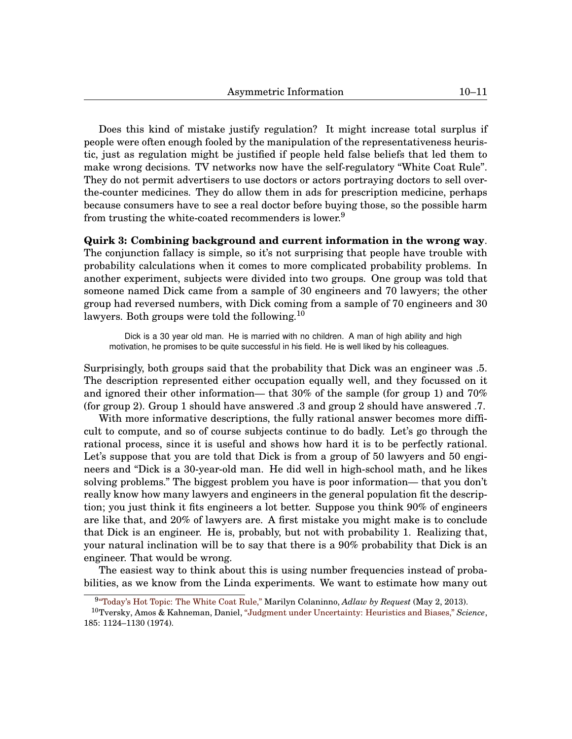Does this kind of mistake justify regulation? It might increase total surplus if people were often enough fooled by the manipulation of the representativeness heuristic, just as regulation might be justified if people held false beliefs that led them to make wrong decisions. TV networks now have the self-regulatory "White Coat Rule". They do not permit advertisers to use doctors or actors portraying doctors to sell over-the-counter medicines. They do allow them in ads for prescription medicine, perhaps because consumers have to see a real doctor before buying those, so the possible harm from trusting the white-coated recommenders is lower.[9]

**Quirk 3: Combining background and current information in the wrong way**. The conjunction fallacy is simple, so it's not surprising that people have trouble with probability calculations when it comes to more complicated probability problems. In another experiment, subjects were divided into two groups. One group was told that someone named Dick came from a sample of 30 engineers and 70 lawyers; the other group had reversed numbers, with Dick coming from a sample of 70 engineers and 30 lawyers. Both groups were told the following.[10]

> Dick is a 30 year old man. He is married with no children. A man of high ability and high motivation, he promises to be quite successful in his field. He is well liked by his colleagues.

Surprisingly, both groups said that the probability that Dick was an engineer was .5. The description represented either occupation equally well, and they focussed on it and ignored their other information— that 30% of the sample (for group 1) and 70% (for group 2). Group 1 should have answered .3 and group 2 should have answered .7.

With more informative descriptions, the fully rational answer becomes more difficult to compute, and so of course subjects continue to do badly. Let's go through the rational process, since it is useful and shows how hard it is to be perfectly rational. Let's suppose that you are told that Dick is from a group of 50 lawyers and 50 engineers and "Dick is a 30-year-old man. He did well in high-school math, and he likes solving problems." The biggest problem you have is poor information— that you don't really know how many lawyers and engineers in the general population fit the description; you just think it fits engineers a lot better. Suppose you think 90% of engineers are like that, and 20% of lawyers are. A first mistake you might make is to conclude that Dick is an engineer. He is, probably, but not with probability 1. Realizing that, your natural inclination will be to say that there is a 90% probability that Dick is an engineer. That would be wrong.

The easiest way to think about this is using number frequencies instead of probabilities, as we know from the Linda experiments. We want to estimate how many out

---

[9] "Today's Hot Topic: The White Coat Rule," Marilyn Colaninno, *Adlaw by Request* (May 2, 2013).

[10] Tversky, Amos & Kahneman, Daniel, "Judgment under Uncertainty: Heuristics and Biases," *Science*, 185: 1124–1130 (1974).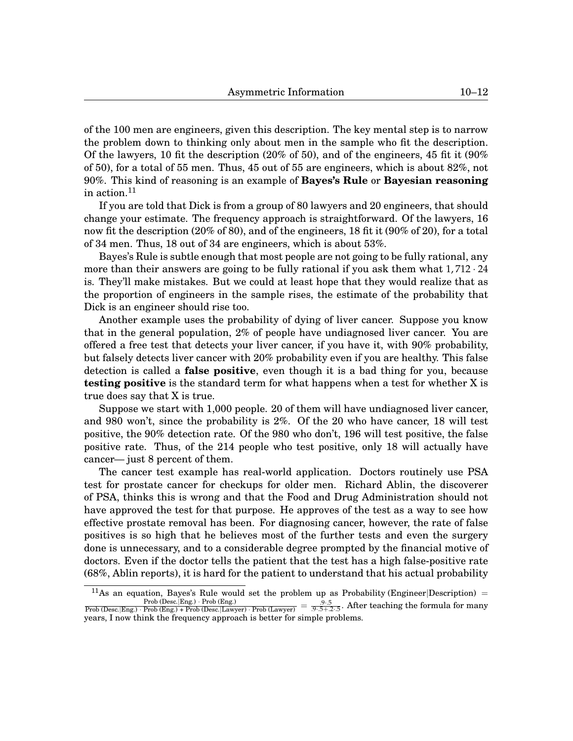of the 100 men are engineers, given this description. The key mental step is to narrow the problem down to thinking only about men in the sample who fit the description. Of the lawyers, 10 fit the description (20% of 50), and of the engineers, 45 fit it (90% of 50), for a total of 55 men. Thus, 45 out of 55 are engineers, which is about 82%, not 90%. This kind of reasoning is an example of **Bayes's Rule** or **Bayesian reasoning** in action.[11]

If you are told that Dick is from a group of 80 lawyers and 20 engineers, that should change your estimate. The frequency approach is straightforward. Of the lawyers, 16 now fit the description (20% of 80), and of the engineers, 18 fit it (90% of 20), for a total of 34 men. Thus, 18 out of 34 are engineers, which is about 53%.

Bayes's Rule is subtle enough that most people are not going to be fully rational, any more than their answers are going to be fully rational if you ask them what $1,712 \cdot 24$ is. They'll make mistakes. But we could at least hope that they would realize that as the proportion of engineers in the sample rises, the estimate of the probability that Dick is an engineer should rise too.

Another example uses the probability of dying of liver cancer. Suppose you know that in the general population, 2% of people have undiagnosed liver cancer. You are offered a free test that detects your liver cancer, if you have it, with 90% probability, but falsely detects liver cancer with 20% probability even if you are healthy. This false detection is called a **false positive**, even though it is a bad thing for you, because **testing positive** is the standard term for what happens when a test for whether X is true does say that X is true.

Suppose we start with 1,000 people. 20 of them will have undiagnosed liver cancer, and 980 won't, since the probability is 2%. Of the 20 who have cancer, 18 will test positive, the 90% detection rate. Of the 980 who don't, 196 will test positive, the false positive rate. Thus, of the 214 people who test positive, only 18 will actually have cancer— just 8 percent of them.

The cancer test example has real-world application. Doctors routinely use PSA test for prostate cancer for checkups for older men. Richard Ablin, the discoverer of PSA, thinks this is wrong and that the Food and Drug Administration should not have approved the test for that purpose. He approves of the test as a way to see how effective prostate removal has been. For diagnosing cancer, however, the rate of false positives is so high that he believes most of the further tests and even the surgery done is unnecessary, and to a considerable degree prompted by the financial motive of doctors. Even if the doctor tells the patient that the test has a high false-positive rate (68%, Ablin reports), it is hard for the patient to understand that his actual probability

---

[11] As an equation, Bayes's Rule would set the problem up as Probability (Engineer|Description) $= \frac{\text{Prob (Desc.|Eng.)} \cdot \text{Prob (Eng.)}}{\text{Prob (Desc.|Eng.)} \cdot \text{Prob (Eng.)} + \text{Prob (Desc.|Lawyer)} \cdot \text{Prob (Lawyer)}} = \frac{.9 \cdot .5}{.9 \cdot .5 + .2 \cdot .5}$. After teaching the formula for many years, I now think the frequency approach is better for simple problems.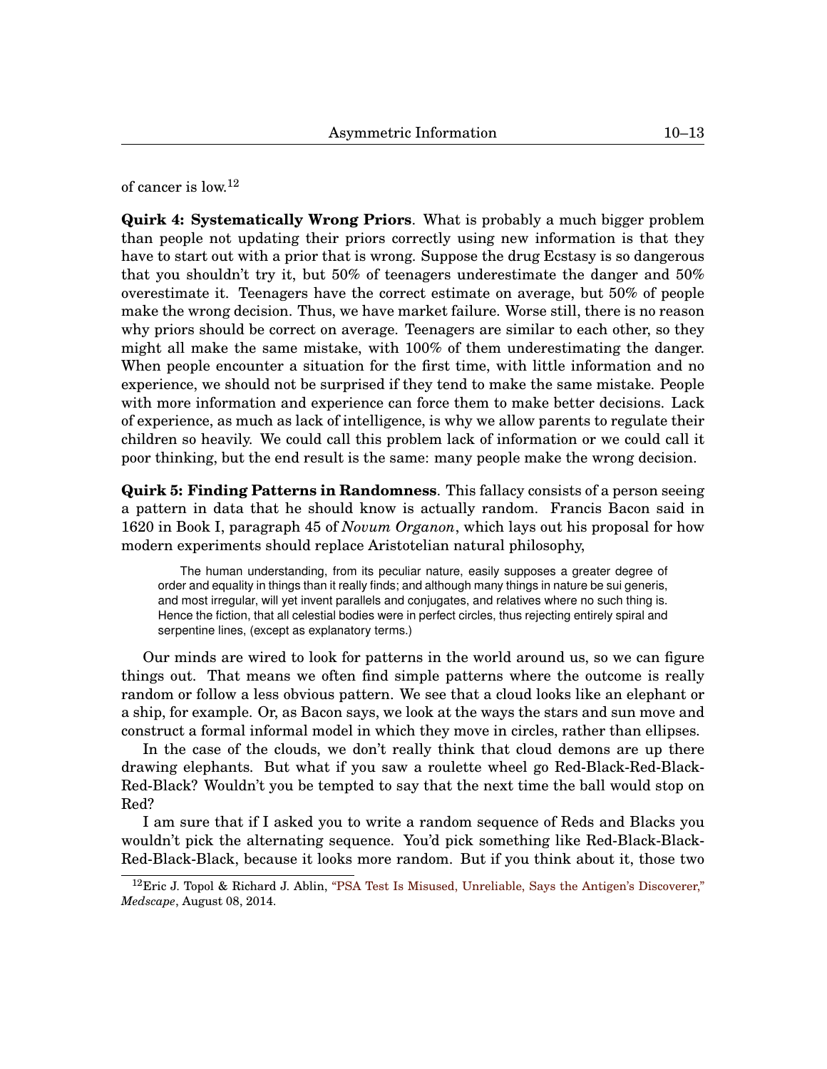of cancer is low.[12]

**Quirk 4: Systematically Wrong Priors**. What is probably a much bigger problem than people not updating their priors correctly using new information is that they have to start out with a prior that is wrong. Suppose the drug Ecstasy is so dangerous that you shouldn't try it, but 50% of teenagers underestimate the danger and 50% overestimate it. Teenagers have the correct estimate on average, but 50% of people make the wrong decision. Thus, we have market failure. Worse still, there is no reason why priors should be correct on average. Teenagers are similar to each other, so they might all make the same mistake, with 100% of them underestimating the danger. When people encounter a situation for the first time, with little information and no experience, we should not be surprised if they tend to make the same mistake. People with more information and experience can force them to make better decisions. Lack of experience, as much as lack of intelligence, is why we allow parents to regulate their children so heavily. We could call this problem lack of information or we could call it poor thinking, but the end result is the same: many people make the wrong decision.

**Quirk 5: Finding Patterns in Randomness**. This fallacy consists of a person seeing a pattern in data that he should know is actually random. Francis Bacon said in 1620 in Book I, paragraph 45 of *Novum Organon*, which lays out his proposal for how modern experiments should replace Aristotelian natural philosophy,

> The human understanding, from its peculiar nature, easily supposes a greater degree of order and equality in things than it really finds; and although many things in nature be sui generis, and most irregular, will yet invent parallels and conjugates, and relatives where no such thing is. Hence the fiction, that all celestial bodies were in perfect circles, thus rejecting entirely spiral and serpentine lines, (except as explanatory terms.)

Our minds are wired to look for patterns in the world around us, so we can figure things out. That means we often find simple patterns where the outcome is really random or follow a less obvious pattern. We see that a cloud looks like an elephant or a ship, for example. Or, as Bacon says, we look at the ways the stars and sun move and construct a formal informal model in which they move in circles, rather than ellipses.

In the case of the clouds, we don't really think that cloud demons are up there drawing elephants. But what if you saw a roulette wheel go Red-Black-Red-Black-Red-Black? Wouldn't you be tempted to say that the next time the ball would stop on Red?

I am sure that if I asked you to write a random sequence of Reds and Blacks you wouldn't pick the alternating sequence. You'd pick something like Red-Black-Black-Red-Black-Black, because it looks more random. But if you think about it, those two

[12] Eric J. Topol & Richard J. Ablin, "PSA Test Is Misused, Unreliable, Says the Antigen's Discoverer," *Medscape*, August 08, 2014.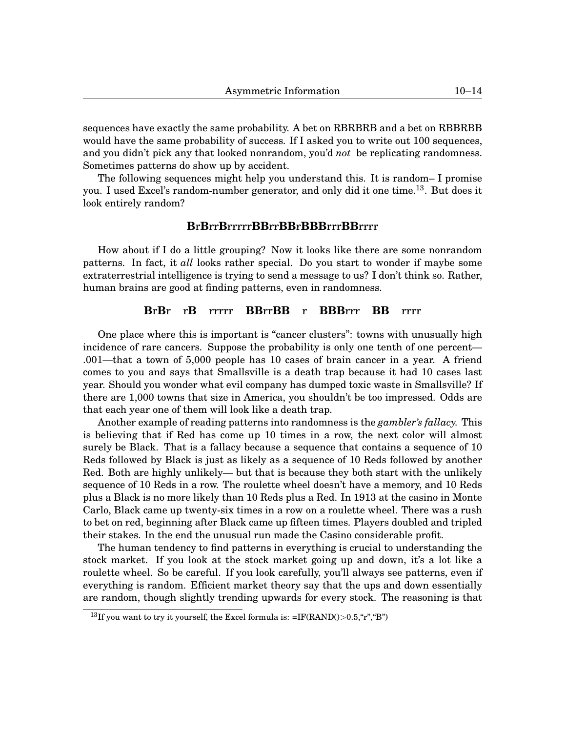sequences have exactly the same probability. A bet on RBRBRB and a bet on RBBRBB would have the same probability of success. If I asked you to write out 100 sequences, and you didn't pick any that looked nonrandom, you'd *not* be replicating randomness. Sometimes patterns do show up by accident.

The following sequences might help you understand this. It is random– I promise you. I used Excel's random-number generator, and only did it one time.[13]. But does it look entirely random?

**B**r**B**rr**B**rrrrr**BB**rr**BB**r**BBB**rrr**BB**rrrr

How about if I do a little grouping? Now it looks like there are some nonrandom patterns. In fact, it *all* looks rather special. Do you start to wonder if maybe some extraterrestrial intelligence is trying to send a message to us? I don't think so. Rather, human brains are good at finding patterns, even in randomness.

**B**r**B**r    r**B**    rrrrr    **BB**rr**BB**    r    **BBB**rrr    **BB**    rrrr

One place where this is important is "cancer clusters": towns with unusually high incidence of rare cancers. Suppose the probability is only one tenth of one percent—.001—that a town of 5,000 people has 10 cases of brain cancer in a year. A friend comes to you and says that Smallsville is a death trap because it had 10 cases last year. Should you wonder what evil company has dumped toxic waste in Smallsville? If there are 1,000 towns that size in America, you shouldn't be too impressed. Odds are that each year one of them will look like a death trap.

Another example of reading patterns into randomness is the *gambler's fallacy.* This is believing that if Red has come up 10 times in a row, the next color will almost surely be Black. That is a fallacy because a sequence that contains a sequence of 10 Reds followed by Black is just as likely as a sequence of 10 Reds followed by another Red. Both are highly unlikely— but that is because they both start with the unlikely sequence of 10 Reds in a row. The roulette wheel doesn't have a memory, and 10 Reds plus a Black is no more likely than 10 Reds plus a Red. In 1913 at the casino in Monte Carlo, Black came up twenty-six times in a row on a roulette wheel. There was a rush to bet on red, beginning after Black came up fifteen times. Players doubled and tripled their stakes. In the end the unusual run made the Casino considerable profit.

The human tendency to find patterns in everything is crucial to understanding the stock market. If you look at the stock market going up and down, it's a lot like a roulette wheel. So be careful. If you look carefully, you'll always see patterns, even if everything is random. Efficient market theory say that the ups and down essentially are random, though slightly trending upwards for every stock. The reasoning is that

[13]If you want to try it yourself, the Excel formula is: =IF(RAND()>0.5,"r","B")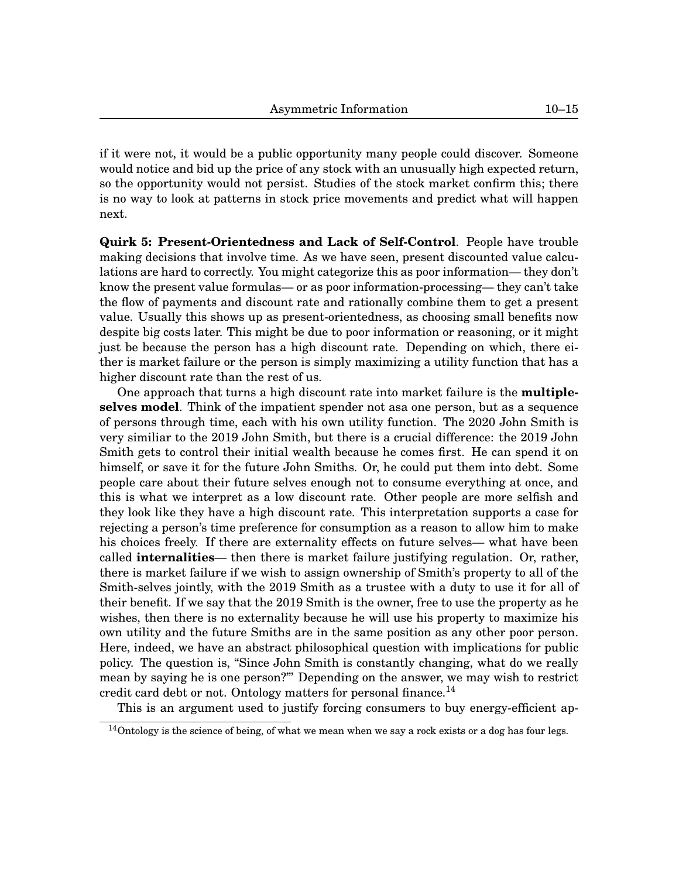if it were not, it would be a public opportunity many people could discover. Someone would notice and bid up the price of any stock with an unusually high expected return, so the opportunity would not persist. Studies of the stock market confirm this; there is no way to look at patterns in stock price movements and predict what will happen next.

**Quirk 5: Present-Orientedness and Lack of Self-Control**. People have trouble making decisions that involve time. As we have seen, present discounted value calculations are hard to correctly. You might categorize this as poor information— they don't know the present value formulas— or as poor information-processing— they can't take the flow of payments and discount rate and rationally combine them to get a present value. Usually this shows up as present-orientedness, as choosing small benefits now despite big costs later. This might be due to poor information or reasoning, or it might just be because the person has a high discount rate. Depending on which, there either is market failure or the person is simply maximizing a utility function that has a higher discount rate than the rest of us.

One approach that turns a high discount rate into market failure is the **multiple-selves model**. Think of the impatient spender not asa one person, but as a sequence of persons through time, each with his own utility function. The 2020 John Smith is very similiar to the 2019 John Smith, but there is a crucial difference: the 2019 John Smith gets to control their initial wealth because he comes first. He can spend it on himself, or save it for the future John Smiths. Or, he could put them into debt. Some people care about their future selves enough not to consume everything at once, and this is what we interpret as a low discount rate. Other people are more selfish and they look like they have a high discount rate. This interpretation supports a case for rejecting a person's time preference for consumption as a reason to allow him to make his choices freely. If there are externality effects on future selves— what have been called **internalities**— then there is market failure justifying regulation. Or, rather, there is market failure if we wish to assign ownership of Smith's property to all of the Smith-selves jointly, with the 2019 Smith as a trustee with a duty to use it for all of their benefit. If we say that the 2019 Smith is the owner, free to use the property as he wishes, then there is no externality because he will use his property to maximize his own utility and the future Smiths are in the same position as any other poor person. Here, indeed, we have an abstract philosophical question with implications for public policy. The question is, "Since John Smith is constantly changing, what do we really mean by saying he is one person?"' Depending on the answer, we may wish to restrict credit card debt or not. Ontology matters for personal finance.[14]

This is an argument used to justify forcing consumers to buy energy-efficient ap-

[14] Ontology is the science of being, of what we mean when we say a rock exists or a dog has four legs.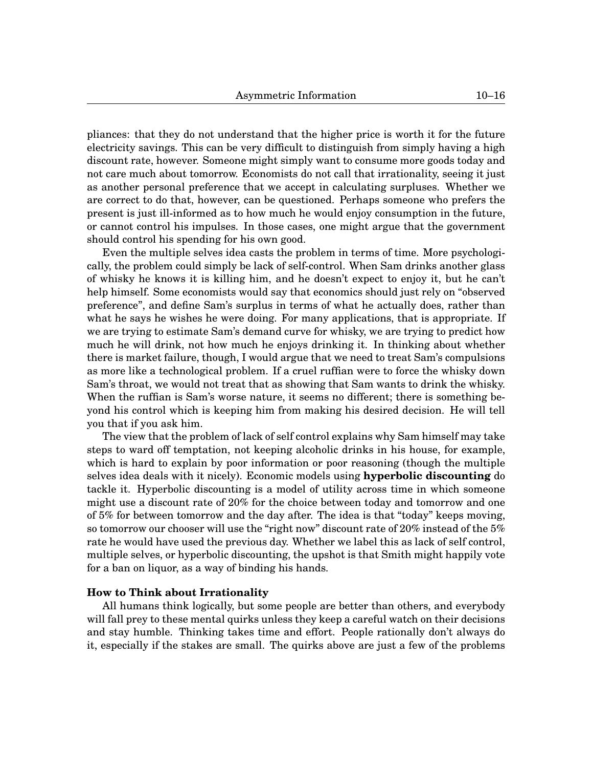pliances: that they do not understand that the higher price is worth it for the future electricity savings. This can be very difficult to distinguish from simply having a high discount rate, however. Someone might simply want to consume more goods today and not care much about tomorrow. Economists do not call that irrationality, seeing it just as another personal preference that we accept in calculating surpluses. Whether we are correct to do that, however, can be questioned. Perhaps someone who prefers the present is just ill-informed as to how much he would enjoy consumption in the future, or cannot control his impulses. In those cases, one might argue that the government should control his spending for his own good.

Even the multiple selves idea casts the problem in terms of time. More psychologically, the problem could simply be lack of self-control. When Sam drinks another glass of whisky he knows it is killing him, and he doesn't expect to enjoy it, but he can't help himself. Some economists would say that economics should just rely on "observed preference", and define Sam's surplus in terms of what he actually does, rather than what he says he wishes he were doing. For many applications, that is appropriate. If we are trying to estimate Sam's demand curve for whisky, we are trying to predict how much he will drink, not how much he enjoys drinking it. In thinking about whether there is market failure, though, I would argue that we need to treat Sam's compulsions as more like a technological problem. If a cruel ruffian were to force the whisky down Sam's throat, we would not treat that as showing that Sam wants to drink the whisky. When the ruffian is Sam's worse nature, it seems no different; there is something beyond his control which is keeping him from making his desired decision. He will tell you that if you ask him.

The view that the problem of lack of self control explains why Sam himself may take steps to ward off temptation, not keeping alcoholic drinks in his house, for example, which is hard to explain by poor information or poor reasoning (though the multiple selves idea deals with it nicely). Economic models using **hyperbolic discounting** do tackle it. Hyperbolic discounting is a model of utility across time in which someone might use a discount rate of 20% for the choice between today and tomorrow and one of 5% for between tomorrow and the day after. The idea is that "today" keeps moving, so tomorrow our chooser will use the "right now" discount rate of 20% instead of the 5% rate he would have used the previous day. Whether we label this as lack of self control, multiple selves, or hyperbolic discounting, the upshot is that Smith might happily vote for a ban on liquor, as a way of binding his hands.

**How to Think about Irrationality**

All humans think logically, but some people are better than others, and everybody will fall prey to these mental quirks unless they keep a careful watch on their decisions and stay humble. Thinking takes time and effort. People rationally don't always do it, especially if the stakes are small. The quirks above are just a few of the problems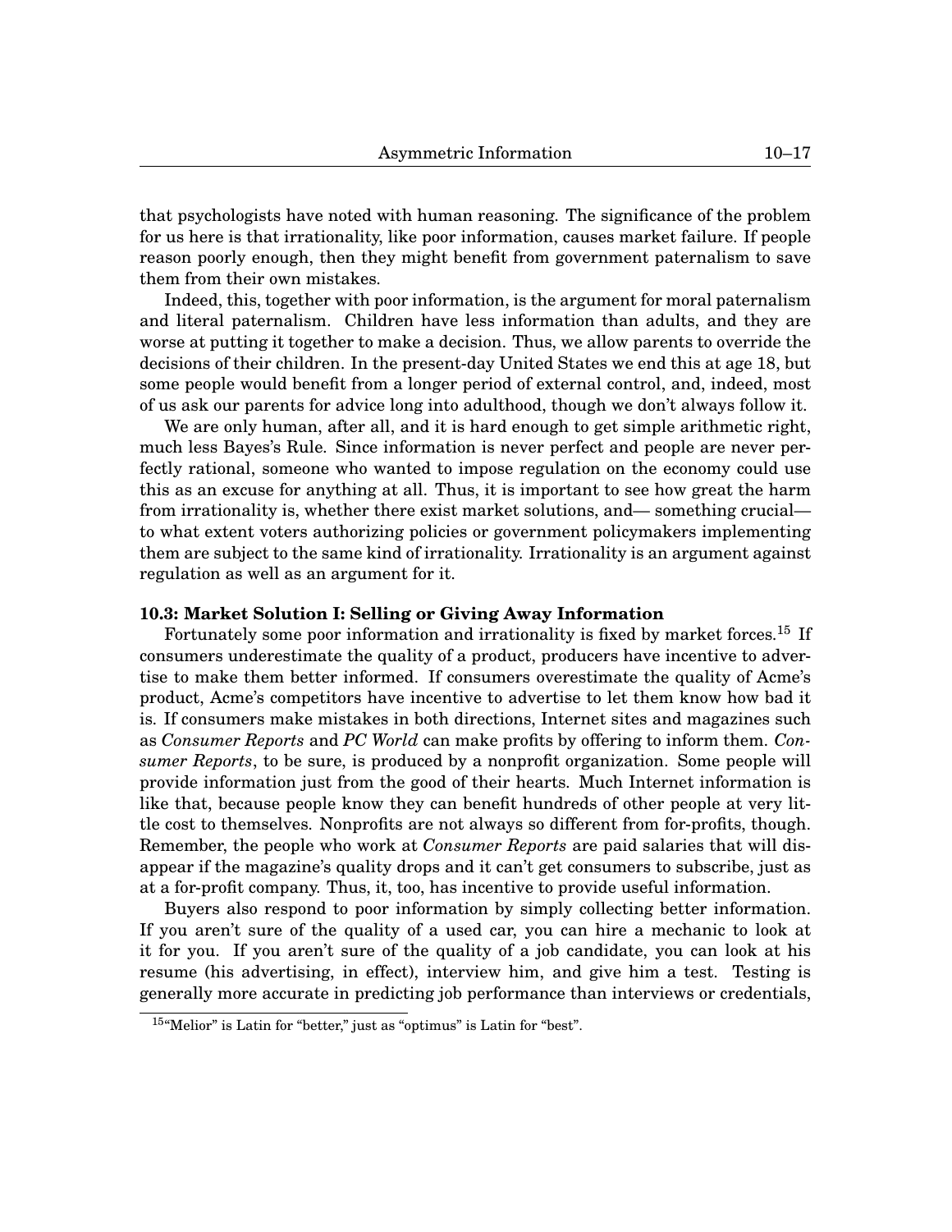that psychologists have noted with human reasoning. The significance of the problem for us here is that irrationality, like poor information, causes market failure. If people reason poorly enough, then they might benefit from government paternalism to save them from their own mistakes.

Indeed, this, together with poor information, is the argument for moral paternalism and literal paternalism. Children have less information than adults, and they are worse at putting it together to make a decision. Thus, we allow parents to override the decisions of their children. In the present-day United States we end this at age 18, but some people would benefit from a longer period of external control, and, indeed, most of us ask our parents for advice long into adulthood, though we don't always follow it.

We are only human, after all, and it is hard enough to get simple arithmetic right, much less Bayes's Rule. Since information is never perfect and people are never perfectly rational, someone who wanted to impose regulation on the economy could use this as an excuse for anything at all. Thus, it is important to see how great the harm from irrationality is, whether there exist market solutions, and— something crucial— to what extent voters authorizing policies or government policymakers implementing them are subject to the same kind of irrationality. Irrationality is an argument against regulation as well as an argument for it.

**10.3: Market Solution I: Selling or Giving Away Information**

Fortunately some poor information and irrationality is fixed by market forces.[15] If consumers underestimate the quality of a product, producers have incentive to advertise to make them better informed. If consumers overestimate the quality of Acme's product, Acme's competitors have incentive to advertise to let them know how bad it is. If consumers make mistakes in both directions, Internet sites and magazines such as *Consumer Reports* and *PC World* can make profits by offering to inform them. *Consumer Reports*, to be sure, is produced by a nonprofit organization. Some people will provide information just from the good of their hearts. Much Internet information is like that, because people know they can benefit hundreds of other people at very little cost to themselves. Nonprofits are not always so different from for-profits, though. Remember, the people who work at *Consumer Reports* are paid salaries that will disappear if the magazine's quality drops and it can't get consumers to subscribe, just as at a for-profit company. Thus, it, too, has incentive to provide useful information.

Buyers also respond to poor information by simply collecting better information. If you aren't sure of the quality of a used car, you can hire a mechanic to look at it for you. If you aren't sure of the quality of a job candidate, you can look at his resume (his advertising, in effect), interview him, and give him a test. Testing is generally more accurate in predicting job performance than interviews or credentials,

[15] "Melior" is Latin for "better," just as "optimus" is Latin for "best".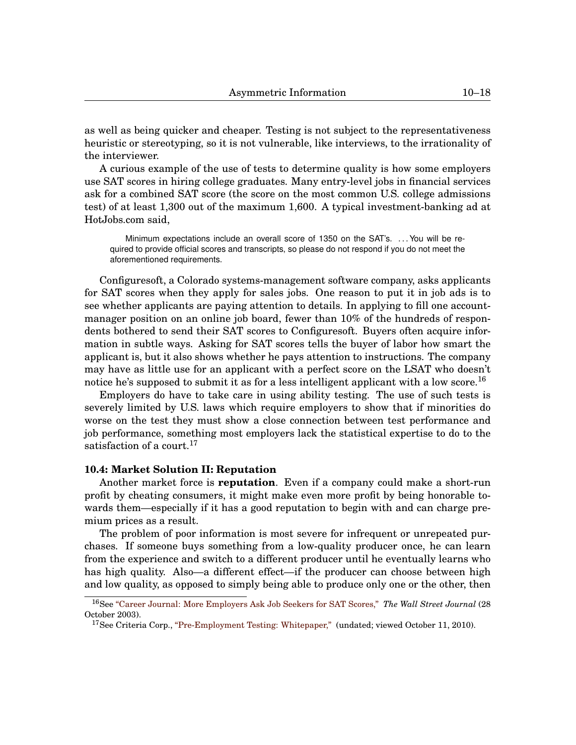as well as being quicker and cheaper. Testing is not subject to the representativeness heuristic or stereotyping, so it is not vulnerable, like interviews, to the irrationality of the interviewer.

A curious example of the use of tests to determine quality is how some employers use SAT scores in hiring college graduates. Many entry-level jobs in financial services ask for a combined SAT score (the score on the most common U.S. college admissions test) of at least 1,300 out of the maximum 1,600. A typical investment-banking ad at HotJobs.com said,

> Minimum expectations include an overall score of 1350 on the SAT's. . . . You will be required to provide official scores and transcripts, so please do not respond if you do not meet the aforementioned requirements.

Configuresoft, a Colorado systems-management software company, asks applicants for SAT scores when they apply for sales jobs. One reason to put it in job ads is to see whether applicants are paying attention to details. In applying to fill one account-manager position on an online job board, fewer than 10% of the hundreds of respondents bothered to send their SAT scores to Configuresoft. Buyers often acquire information in subtle ways. Asking for SAT scores tells the buyer of labor how smart the applicant is, but it also shows whether he pays attention to instructions. The company may have as little use for an applicant with a perfect score on the LSAT who doesn't notice he's supposed to submit it as for a less intelligent applicant with a low score.[16]

Employers do have to take care in using ability testing. The use of such tests is severely limited by U.S. laws which require employers to show that if minorities do worse on the test they must show a close connection between test performance and job performance, something most employers lack the statistical expertise to do to the satisfaction of a court.[17]

**10.4: Market Solution II: Reputation**

Another market force is **reputation**. Even if a company could make a short-run profit by cheating consumers, it might make even more profit by being honorable towards them—especially if it has a good reputation to begin with and can charge premium prices as a result.

The problem of poor information is most severe for infrequent or unrepeated purchases. If someone buys something from a low-quality producer once, he can learn from the experience and switch to a different producer until he eventually learns who has high quality. Also—a different effect—if the producer can choose between high and low quality, as opposed to simply being able to produce only one or the other, then

---

[16] See "Career Journal: More Employers Ask Job Seekers for SAT Scores," *The Wall Street Journal* (28 October 2003).

[17] See Criteria Corp., "Pre-Employment Testing: Whitepaper," (undated; viewed October 11, 2010).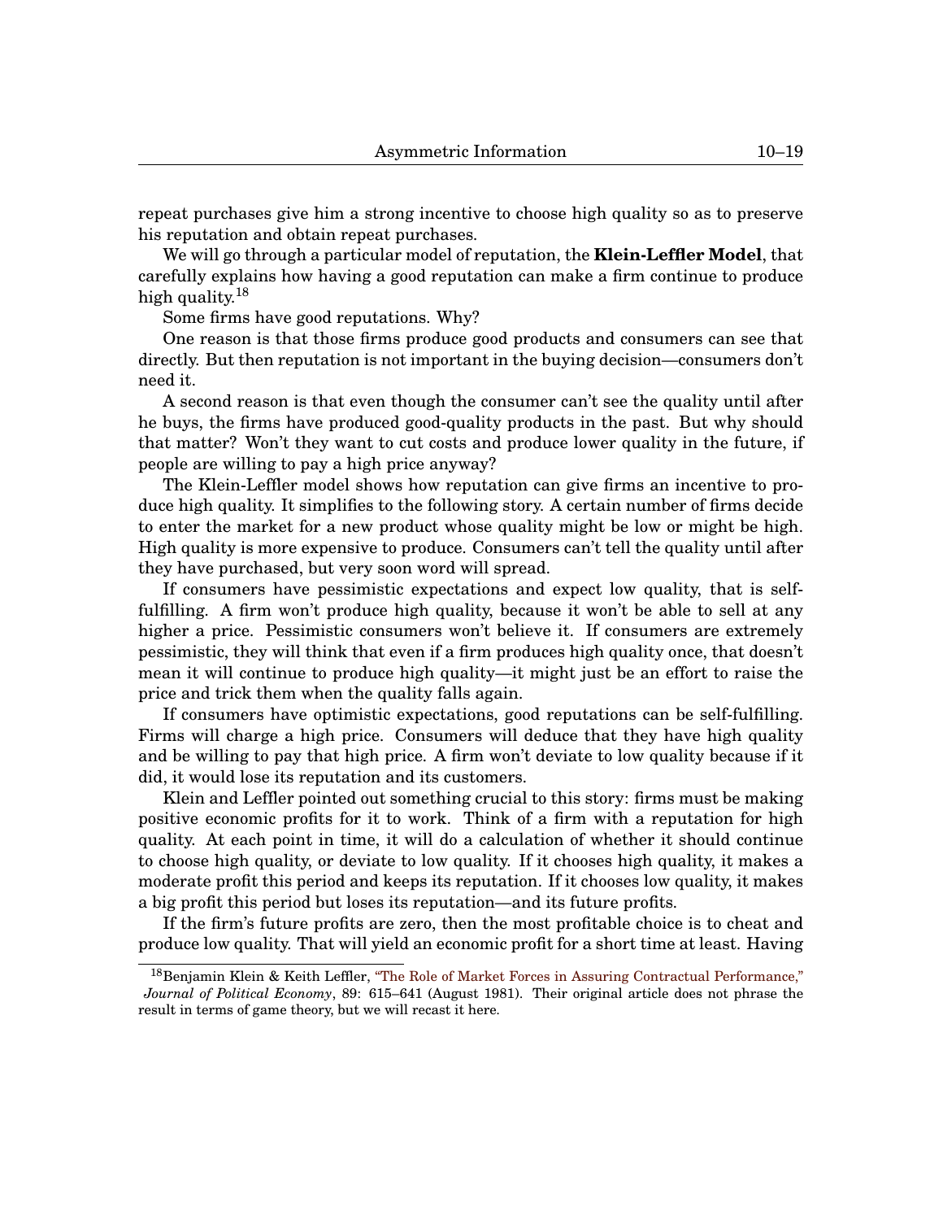repeat purchases give him a strong incentive to choose high quality so as to preserve his reputation and obtain repeat purchases.

We will go through a particular model of reputation, the **Klein-Leffler Model**, that carefully explains how having a good reputation can make a firm continue to produce high quality.[18]

Some firms have good reputations. Why?

One reason is that those firms produce good products and consumers can see that directly. But then reputation is not important in the buying decision—consumers don't need it.

A second reason is that even though the consumer can't see the quality until after he buys, the firms have produced good-quality products in the past. But why should that matter? Won't they want to cut costs and produce lower quality in the future, if people are willing to pay a high price anyway?

The Klein-Leffler model shows how reputation can give firms an incentive to produce high quality. It simplifies to the following story. A certain number of firms decide to enter the market for a new product whose quality might be low or might be high. High quality is more expensive to produce. Consumers can't tell the quality until after they have purchased, but very soon word will spread.

If consumers have pessimistic expectations and expect low quality, that is self-fulfilling. A firm won't produce high quality, because it won't be able to sell at any higher a price. Pessimistic consumers won't believe it. If consumers are extremely pessimistic, they will think that even if a firm produces high quality once, that doesn't mean it will continue to produce high quality—it might just be an effort to raise the price and trick them when the quality falls again.

If consumers have optimistic expectations, good reputations can be self-fulfilling. Firms will charge a high price. Consumers will deduce that they have high quality and be willing to pay that high price. A firm won't deviate to low quality because if it did, it would lose its reputation and its customers.

Klein and Leffler pointed out something crucial to this story: firms must be making positive economic profits for it to work. Think of a firm with a reputation for high quality. At each point in time, it will do a calculation of whether it should continue to choose high quality, or deviate to low quality. If it chooses high quality, it makes a moderate profit this period and keeps its reputation. If it chooses low quality, it makes a big profit this period but loses its reputation—and its future profits.

If the firm's future profits are zero, then the most profitable choice is to cheat and produce low quality. That will yield an economic profit for a short time at least. Having

[18] Benjamin Klein & Keith Leffler, "The Role of Market Forces in Assuring Contractual Performance," *Journal of Political Economy*, 89: 615–641 (August 1981). Their original article does not phrase the result in terms of game theory, but we will recast it here.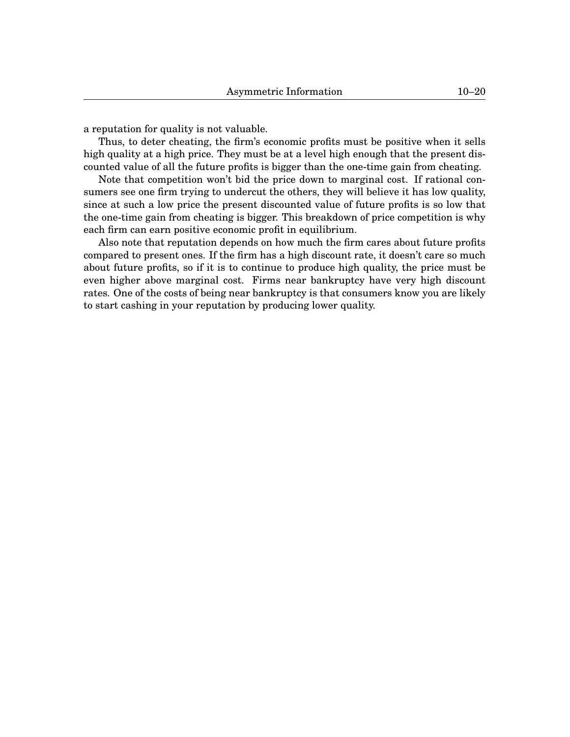a reputation for quality is not valuable.

Thus, to deter cheating, the firm's economic profits must be positive when it sells high quality at a high price. They must be at a level high enough that the present discounted value of all the future profits is bigger than the one-time gain from cheating.

Note that competition won't bid the price down to marginal cost. If rational consumers see one firm trying to undercut the others, they will believe it has low quality, since at such a low price the present discounted value of future profits is so low that the one-time gain from cheating is bigger. This breakdown of price competition is why each firm can earn positive economic profit in equilibrium.

Also note that reputation depends on how much the firm cares about future profits compared to present ones. If the firm has a high discount rate, it doesn't care so much about future profits, so if it is to continue to produce high quality, the price must be even higher above marginal cost. Firms near bankruptcy have very high discount rates. One of the costs of being near bankruptcy is that consumers know you are likely to start cashing in your reputation by producing lower quality.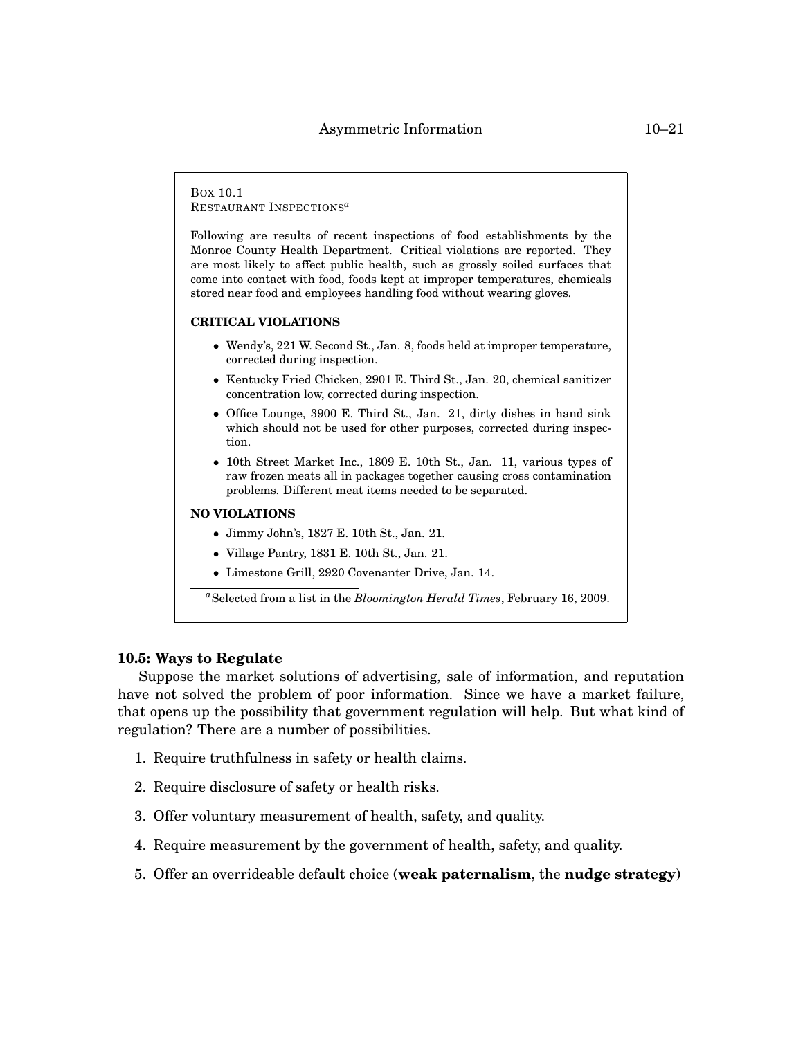Box 10.1

Restaurant Inspections[a]

Following are results of recent inspections of food establishments by the Monroe County Health Department. Critical violations are reported. They are most likely to affect public health, such as grossly soiled surfaces that come into contact with food, foods kept at improper temperatures, chemicals stored near food and employees handling food without wearing gloves.

**CRITICAL VIOLATIONS**

- Wendy's, 221 W. Second St., Jan. 8, foods held at improper temperature, corrected during inspection.
- Kentucky Fried Chicken, 2901 E. Third St., Jan. 20, chemical sanitizer concentration low, corrected during inspection.
- Office Lounge, 3900 E. Third St., Jan. 21, dirty dishes in hand sink which should not be used for other purposes, corrected during inspection.
- 10th Street Market Inc., 1809 E. 10th St., Jan. 11, various types of raw frozen meats all in packages together causing cross contamination problems. Different meat items needed to be separated.

**NO VIOLATIONS**

- Jimmy John's, 1827 E. 10th St., Jan. 21.
- Village Pantry, 1831 E. 10th St., Jan. 21.
- Limestone Grill, 2920 Covenanter Drive, Jan. 14.

[a] Selected from a list in the *Bloomington Herald Times*, February 16, 2009.

### 10.5: Ways to Regulate

Suppose the market solutions of advertising, sale of information, and reputation have not solved the problem of poor information. Since we have a market failure, that opens up the possibility that government regulation will help. But what kind of regulation? There are a number of possibilities.

1. Require truthfulness in safety or health claims.
2. Require disclosure of safety or health risks.
3. Offer voluntary measurement of health, safety, and quality.
4. Require measurement by the government of health, safety, and quality.
5. Offer an overrideable default choice (**weak paternalism**, the **nudge strategy**)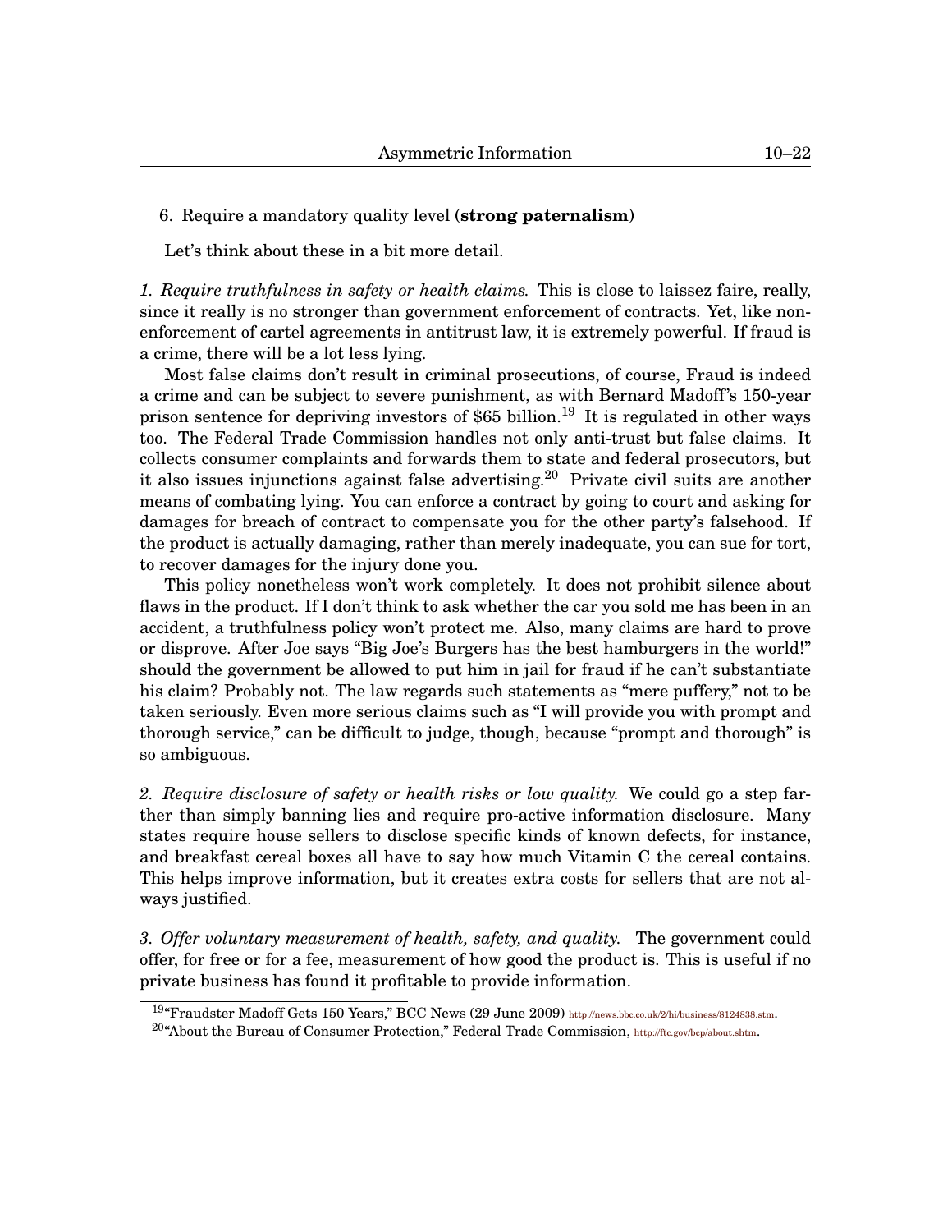6. Require a mandatory quality level (**strong paternalism**)

Let's think about these in a bit more detail.

*1. Require truthfulness in safety or health claims.* This is close to laissez faire, really, since it really is no stronger than government enforcement of contracts. Yet, like non-enforcement of cartel agreements in antitrust law, it is extremely powerful. If fraud is a crime, there will be a lot less lying.

Most false claims don't result in criminal prosecutions, of course, Fraud is indeed a crime and can be subject to severe punishment, as with Bernard Madoff's 150-year prison sentence for depriving investors of $65 billion.[19] It is regulated in other ways too. The Federal Trade Commission handles not only anti-trust but false claims. It collects consumer complaints and forwards them to state and federal prosecutors, but it also issues injunctions against false advertising.[20] Private civil suits are another means of combating lying. You can enforce a contract by going to court and asking for damages for breach of contract to compensate you for the other party's falsehood. If the product is actually damaging, rather than merely inadequate, you can sue for tort, to recover damages for the injury done you.

This policy nonetheless won't work completely. It does not prohibit silence about flaws in the product. If I don't think to ask whether the car you sold me has been in an accident, a truthfulness policy won't protect me. Also, many claims are hard to prove or disprove. After Joe says "Big Joe's Burgers has the best hamburgers in the world!" should the government be allowed to put him in jail for fraud if he can't substantiate his claim? Probably not. The law regards such statements as "mere puffery," not to be taken seriously. Even more serious claims such as "I will provide you with prompt and thorough service," can be difficult to judge, though, because "prompt and thorough" is so ambiguous.

*2. Require disclosure of safety or health risks or low quality.* We could go a step farther than simply banning lies and require pro-active information disclosure. Many states require house sellers to disclose specific kinds of known defects, for instance, and breakfast cereal boxes all have to say how much Vitamin C the cereal contains. This helps improve information, but it creates extra costs for sellers that are not always justified.

*3. Offer voluntary measurement of health, safety, and quality.* The government could offer, for free or for a fee, measurement of how good the product is. This is useful if no private business has found it profitable to provide information.

---

[19] "Fraudster Madoff Gets 150 Years," BCC News (29 June 2009) http://news.bbc.co.uk/2/hi/business/8124838.stm.

[20] "About the Bureau of Consumer Protection," Federal Trade Commission, http://ftc.gov/bcp/about.shtm.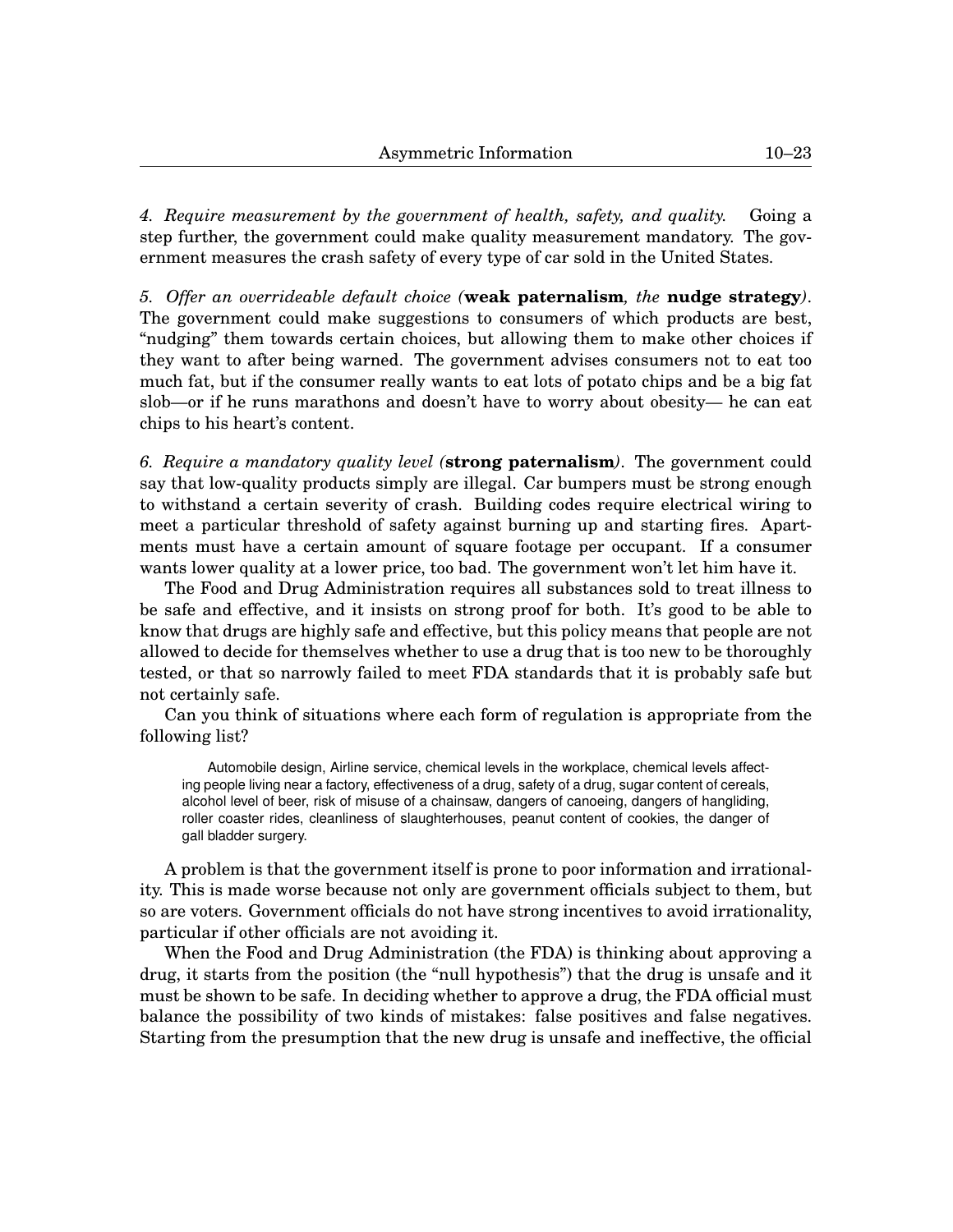*4. Require measurement by the government of health, safety, and quality.* Going a step further, the government could make quality measurement mandatory. The government measures the crash safety of every type of car sold in the United States.

*5. Offer an overrideable default choice (***weak paternalism***, the* **nudge strategy***).* The government could make suggestions to consumers of which products are best, "nudging" them towards certain choices, but allowing them to make other choices if they want to after being warned. The government advises consumers not to eat too much fat, but if the consumer really wants to eat lots of potato chips and be a big fat slob—or if he runs marathons and doesn't have to worry about obesity— he can eat chips to his heart's content.

*6. Require a mandatory quality level (***strong paternalism***).* The government could say that low-quality products simply are illegal. Car bumpers must be strong enough to withstand a certain severity of crash. Building codes require electrical wiring to meet a particular threshold of safety against burning up and starting fires. Apartments must have a certain amount of square footage per occupant. If a consumer wants lower quality at a lower price, too bad. The government won't let him have it.

The Food and Drug Administration requires all substances sold to treat illness to be safe and effective, and it insists on strong proof for both. It's good to be able to know that drugs are highly safe and effective, but this policy means that people are not allowed to decide for themselves whether to use a drug that is too new to be thoroughly tested, or that so narrowly failed to meet FDA standards that it is probably safe but not certainly safe.

Can you think of situations where each form of regulation is appropriate from the following list?

> Automobile design, Airline service, chemical levels in the workplace, chemical levels affecting people living near a factory, effectiveness of a drug, safety of a drug, sugar content of cereals, alcohol level of beer, risk of misuse of a chainsaw, dangers of canoeing, dangers of hangliding, roller coaster rides, cleanliness of slaughterhouses, peanut content of cookies, the danger of gall bladder surgery.

A problem is that the government itself is prone to poor information and irrationality. This is made worse because not only are government officials subject to them, but so are voters. Government officials do not have strong incentives to avoid irrationality, particular if other officials are not avoiding it.

When the Food and Drug Administration (the FDA) is thinking about approving a drug, it starts from the position (the "null hypothesis") that the drug is unsafe and it must be shown to be safe. In deciding whether to approve a drug, the FDA official must balance the possibility of two kinds of mistakes: false positives and false negatives. Starting from the presumption that the new drug is unsafe and ineffective, the official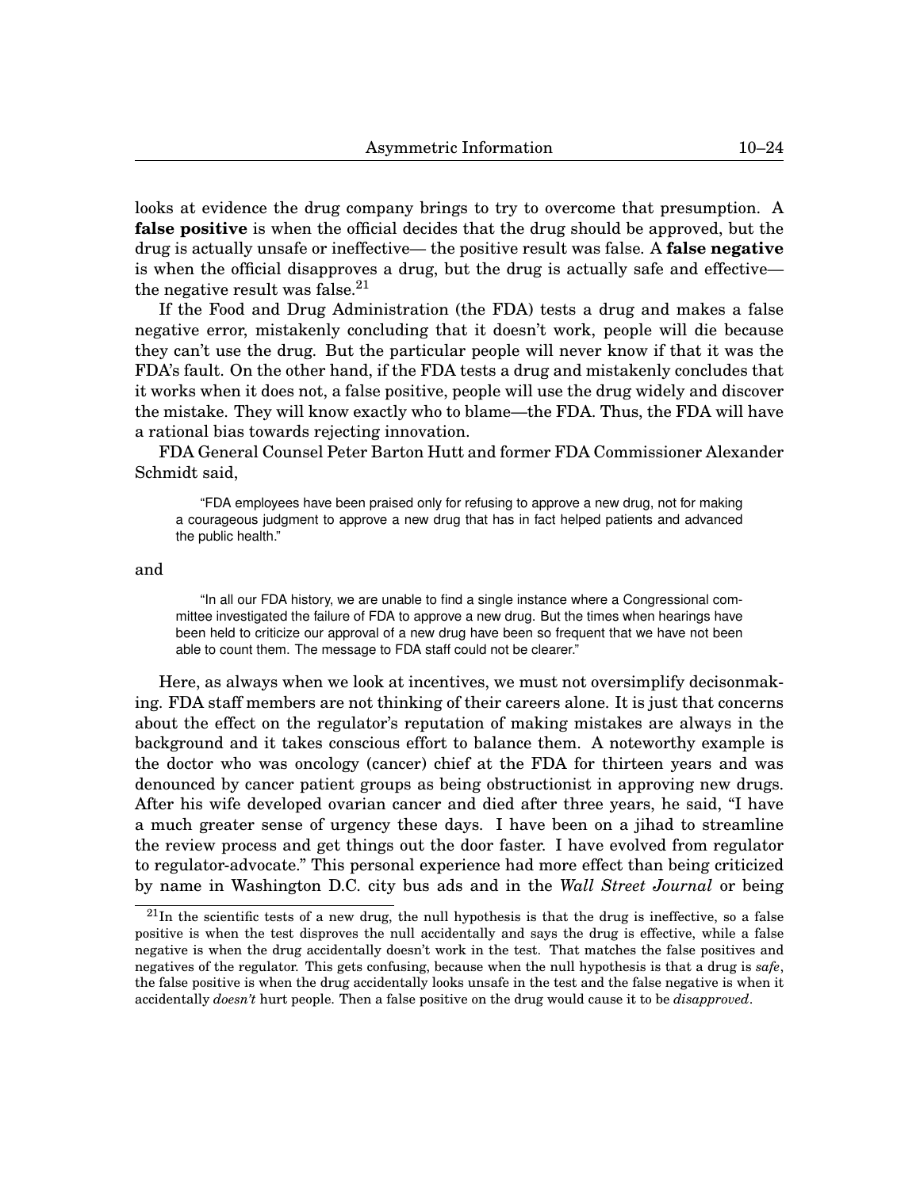looks at evidence the drug company brings to try to overcome that presumption. A **false positive** is when the official decides that the drug should be approved, but the drug is actually unsafe or ineffective— the positive result was false. A **false negative** is when the official disapproves a drug, but the drug is actually safe and effective— the negative result was false.[21]

If the Food and Drug Administration (the FDA) tests a drug and makes a false negative error, mistakenly concluding that it doesn't work, people will die because they can't use the drug. But the particular people will never know if that it was the FDA's fault. On the other hand, if the FDA tests a drug and mistakenly concludes that it works when it does not, a false positive, people will use the drug widely and discover the mistake. They will know exactly who to blame—the FDA. Thus, the FDA will have a rational bias towards rejecting innovation.

FDA General Counsel Peter Barton Hutt and former FDA Commissioner Alexander Schmidt said,

> "FDA employees have been praised only for refusing to approve a new drug, not for making a courageous judgment to approve a new drug that has in fact helped patients and advanced the public health."

and

> "In all our FDA history, we are unable to find a single instance where a Congressional committee investigated the failure of FDA to approve a new drug. But the times when hearings have been held to criticize our approval of a new drug have been so frequent that we have not been able to count them. The message to FDA staff could not be clearer."

Here, as always when we look at incentives, we must not oversimplify decisonmaking. FDA staff members are not thinking of their careers alone. It is just that concerns about the effect on the regulator's reputation of making mistakes are always in the background and it takes conscious effort to balance them. A noteworthy example is the doctor who was oncology (cancer) chief at the FDA for thirteen years and was denounced by cancer patient groups as being obstructionist in approving new drugs. After his wife developed ovarian cancer and died after three years, he said, "I have a much greater sense of urgency these days. I have been on a jihad to streamline the review process and get things out the door faster. I have evolved from regulator to regulator-advocate." This personal experience had more effect than being criticized by name in Washington D.C. city bus ads and in the *Wall Street Journal* or being

[21] In the scientific tests of a new drug, the null hypothesis is that the drug is ineffective, so a false positive is when the test disproves the null accidentally and says the drug is effective, while a false negative is when the drug accidentally doesn't work in the test. That matches the false positives and negatives of the regulator. This gets confusing, because when the null hypothesis is that a drug is *safe*, the false positive is when the drug accidentally looks unsafe in the test and the false negative is when it accidentally *doesn't* hurt people. Then a false positive on the drug would cause it to be *disapproved*.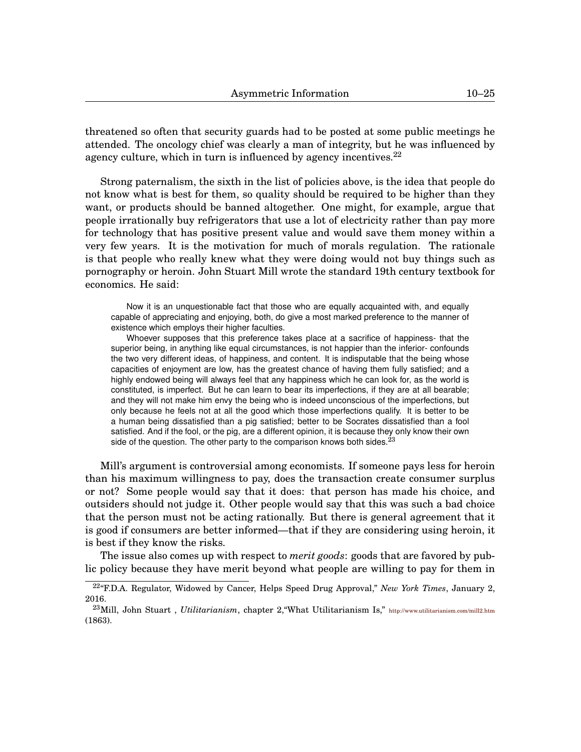threatened so often that security guards had to be posted at some public meetings he attended. The oncology chief was clearly a man of integrity, but he was influenced by agency culture, which in turn is influenced by agency incentives.[22]

Strong paternalism, the sixth in the list of policies above, is the idea that people do not know what is best for them, so quality should be required to be higher than they want, or products should be banned altogether. One might, for example, argue that people irrationally buy refrigerators that use a lot of electricity rather than pay more for technology that has positive present value and would save them money within a very few years. It is the motivation for much of morals regulation. The rationale is that people who really knew what they were doing would not buy things such as pornography or heroin. John Stuart Mill wrote the standard 19th century textbook for economics. He said:

> Now it is an unquestionable fact that those who are equally acquainted with, and equally capable of appreciating and enjoying, both, do give a most marked preference to the manner of existence which employs their higher faculties.
>
> Whoever supposes that this preference takes place at a sacrifice of happiness- that the superior being, in anything like equal circumstances, is not happier than the inferior- confounds the two very different ideas, of happiness, and content. It is indisputable that the being whose capacities of enjoyment are low, has the greatest chance of having them fully satisfied; and a highly endowed being will always feel that any happiness which he can look for, as the world is constituted, is imperfect. But he can learn to bear its imperfections, if they are at all bearable; and they will not make him envy the being who is indeed unconscious of the imperfections, but only because he feels not at all the good which those imperfections qualify. It is better to be a human being dissatisfied than a pig satisfied; better to be Socrates dissatisfied than a fool satisfied. And if the fool, or the pig, are a different opinion, it is because they only know their own side of the question. The other party to the comparison knows both sides.[23]

Mill's argument is controversial among economists. If someone pays less for heroin than his maximum willingness to pay, does the transaction create consumer surplus or not? Some people would say that it does: that person has made his choice, and outsiders should not judge it. Other people would say that this was such a bad choice that the person must not be acting rationally. But there is general agreement that it is good if consumers are better informed—that if they are considering using heroin, it is best if they know the risks.

The issue also comes up with respect to *merit goods*: goods that are favored by public policy because they have merit beyond what people are willing to pay for them in

[22] "F.D.A. Regulator, Widowed by Cancer, Helps Speed Drug Approval," *New York Times*, January 2, 2016.

[23] Mill, John Stuart , *Utilitarianism*, chapter 2,"What Utilitarianism Is," http://www.utilitarianism.com/mill2.htm (1863).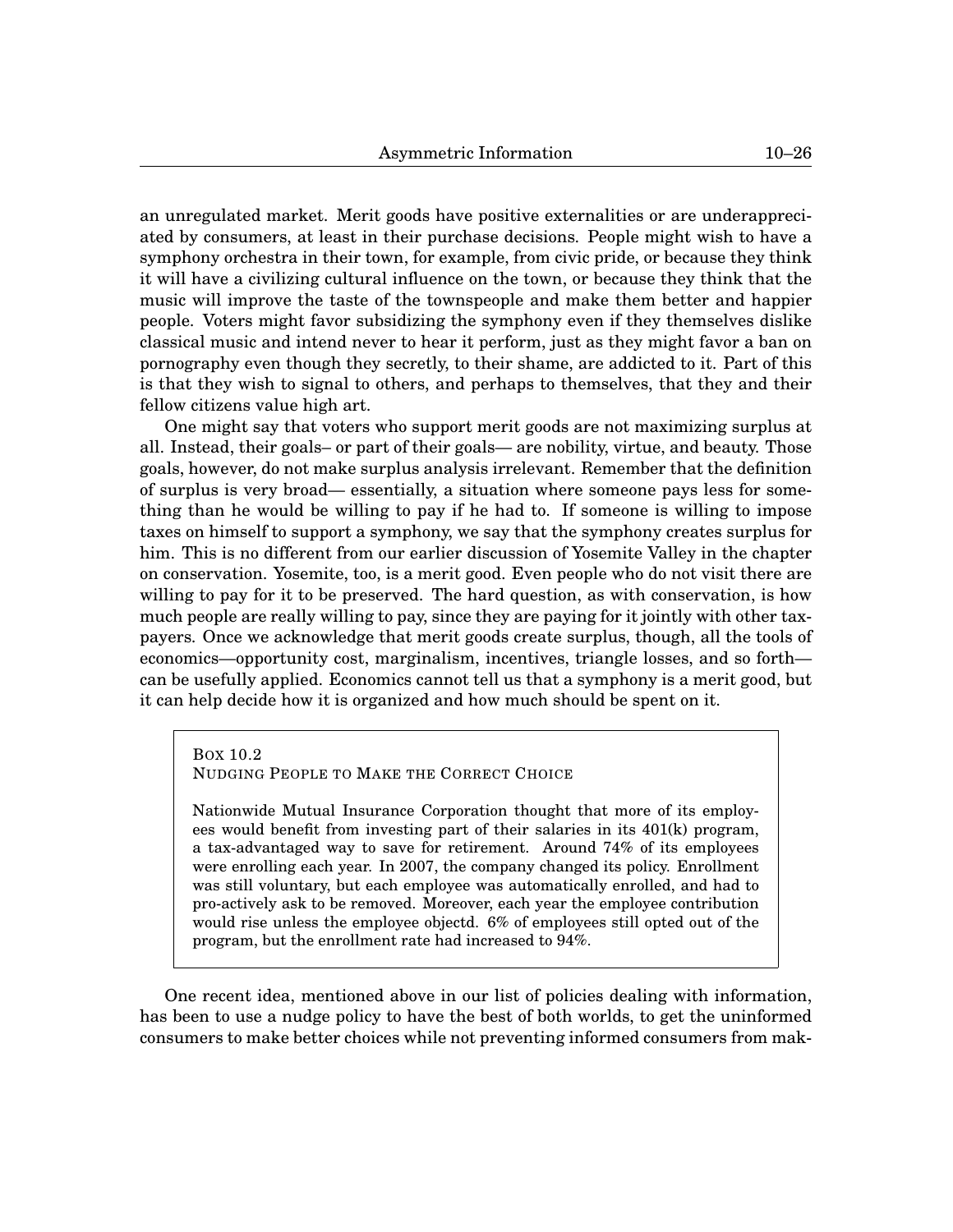an unregulated market. Merit goods have positive externalities or are underappreciated by consumers, at least in their purchase decisions. People might wish to have a symphony orchestra in their town, for example, from civic pride, or because they think it will have a civilizing cultural influence on the town, or because they think that the music will improve the taste of the townspeople and make them better and happier people. Voters might favor subsidizing the symphony even if they themselves dislike classical music and intend never to hear it perform, just as they might favor a ban on pornography even though they secretly, to their shame, are addicted to it. Part of this is that they wish to signal to others, and perhaps to themselves, that they and their fellow citizens value high art.

One might say that voters who support merit goods are not maximizing surplus at all. Instead, their goals– or part of their goals— are nobility, virtue, and beauty. Those goals, however, do not make surplus analysis irrelevant. Remember that the definition of surplus is very broad— essentially, a situation where someone pays less for something than he would be willing to pay if he had to. If someone is willing to impose taxes on himself to support a symphony, we say that the symphony creates surplus for him. This is no different from our earlier discussion of Yosemite Valley in the chapter on conservation. Yosemite, too, is a merit good. Even people who do not visit there are willing to pay for it to be preserved. The hard question, as with conservation, is how much people are really willing to pay, since they are paying for it jointly with other taxpayers. Once we acknowledge that merit goods create surplus, though, all the tools of economics—opportunity cost, marginalism, incentives, triangle losses, and so forth—can be usefully applied. Economics cannot tell us that a symphony is a merit good, but it can help decide how it is organized and how much should be spent on it.

> BOX 10.2
> NUDGING PEOPLE TO MAKE THE CORRECT CHOICE
>
> Nationwide Mutual Insurance Corporation thought that more of its employees would benefit from investing part of their salaries in its 401(k) program, a tax-advantaged way to save for retirement. Around 74% of its employees were enrolling each year. In 2007, the company changed its policy. Enrollment was still voluntary, but each employee was automatically enrolled, and had to pro-actively ask to be removed. Moreover, each year the employee contribution would rise unless the employee objectd. 6% of employees still opted out of the program, but the enrollment rate had increased to 94%.

One recent idea, mentioned above in our list of policies dealing with information, has been to use a nudge policy to have the best of both worlds, to get the uninformed consumers to make better choices while not preventing informed consumers from mak-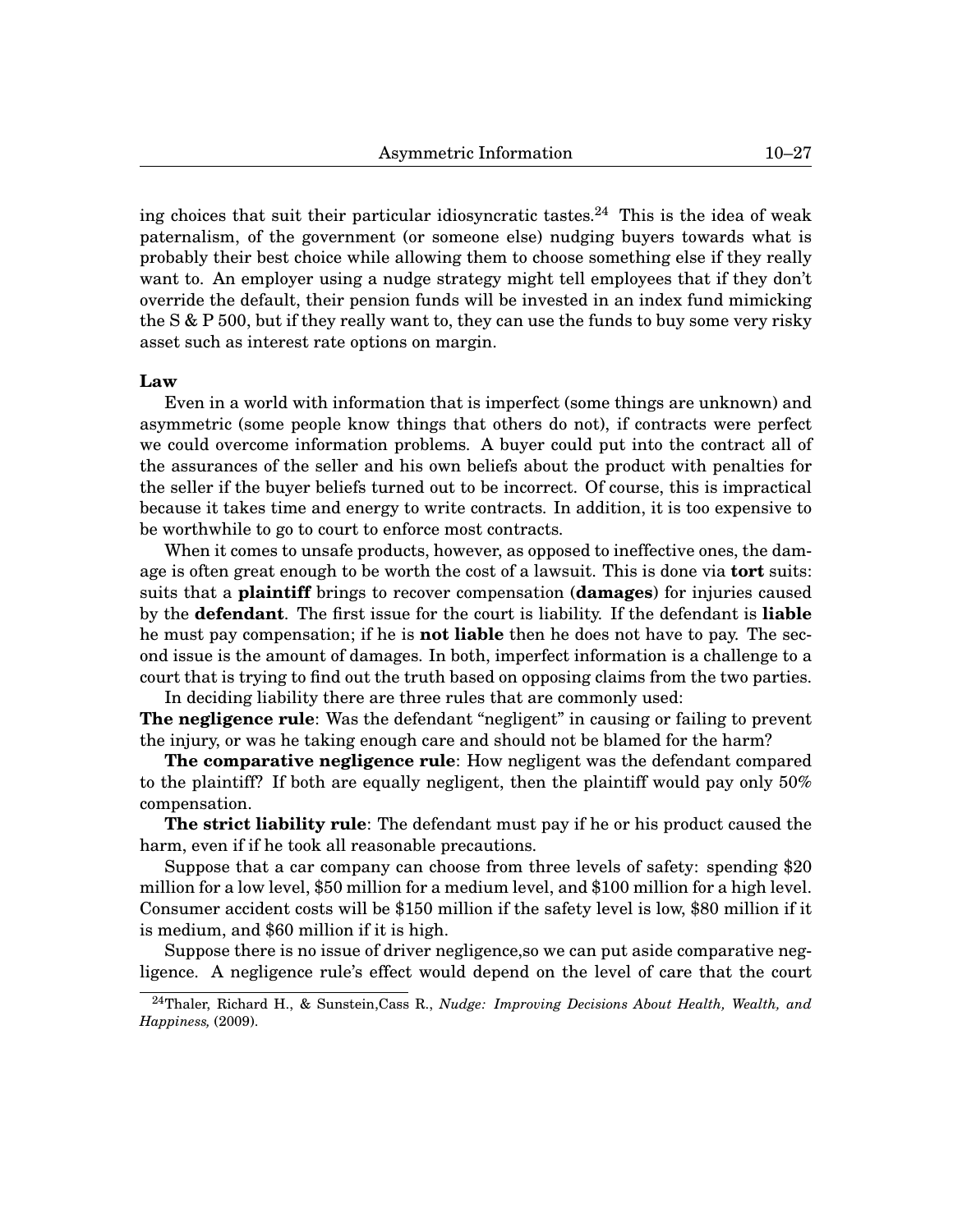ing choices that suit their particular idiosyncratic tastes.[24] This is the idea of weak paternalism, of the government (or someone else) nudging buyers towards what is probably their best choice while allowing them to choose something else if they really want to. An employer using a nudge strategy might tell employees that if they don't override the default, their pension funds will be invested in an index fund mimicking the S & P 500, but if they really want to, they can use the funds to buy some very risky asset such as interest rate options on margin.

**Law**

Even in a world with information that is imperfect (some things are unknown) and asymmetric (some people know things that others do not), if contracts were perfect we could overcome information problems. A buyer could put into the contract all of the assurances of the seller and his own beliefs about the product with penalties for the seller if the buyer beliefs turned out to be incorrect. Of course, this is impractical because it takes time and energy to write contracts. In addition, it is too expensive to be worthwhile to go to court to enforce most contracts.

When it comes to unsafe products, however, as opposed to ineffective ones, the damage is often great enough to be worth the cost of a lawsuit. This is done via **tort** suits: suits that a **plaintiff** brings to recover compensation (**damages**) for injuries caused by the **defendant**. The first issue for the court is liability. If the defendant is **liable** he must pay compensation; if he is **not liable** then he does not have to pay. The second issue is the amount of damages. In both, imperfect information is a challenge to a court that is trying to find out the truth based on opposing claims from the two parties.

In deciding liability there are three rules that are commonly used:

**The negligence rule**: Was the defendant "negligent" in causing or failing to prevent the injury, or was he taking enough care and should not be blamed for the harm?

**The comparative negligence rule**: How negligent was the defendant compared to the plaintiff? If both are equally negligent, then the plaintiff would pay only 50% compensation.

**The strict liability rule**: The defendant must pay if he or his product caused the harm, even if if he took all reasonable precautions.

Suppose that a car company can choose from three levels of safety: spending $20 million for a low level, $50 million for a medium level, and $100 million for a high level. Consumer accident costs will be $150 million if the safety level is low, $80 million if it is medium, and $60 million if it is high.

Suppose there is no issue of driver negligence,so we can put aside comparative negligence. A negligence rule's effect would depend on the level of care that the court

[24] Thaler, Richard H., & Sunstein,Cass R., *Nudge: Improving Decisions About Health, Wealth, and Happiness,* (2009).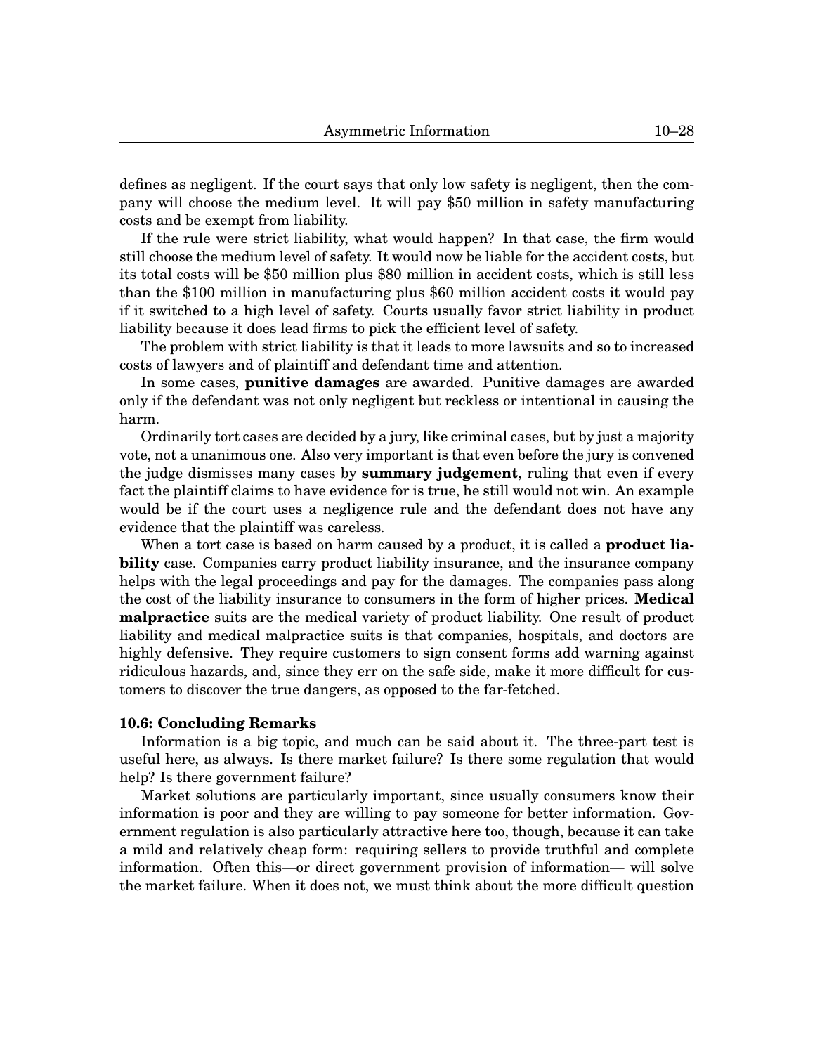defines as negligent. If the court says that only low safety is negligent, then the company will choose the medium level. It will pay $50 million in safety manufacturing costs and be exempt from liability.

If the rule were strict liability, what would happen? In that case, the firm would still choose the medium level of safety. It would now be liable for the accident costs, but its total costs will be $50 million plus $80 million in accident costs, which is still less than the $100 million in manufacturing plus $60 million accident costs it would pay if it switched to a high level of safety. Courts usually favor strict liability in product liability because it does lead firms to pick the efficient level of safety.

The problem with strict liability is that it leads to more lawsuits and so to increased costs of lawyers and of plaintiff and defendant time and attention.

In some cases, **punitive damages** are awarded. Punitive damages are awarded only if the defendant was not only negligent but reckless or intentional in causing the harm.

Ordinarily tort cases are decided by a jury, like criminal cases, but by just a majority vote, not a unanimous one. Also very important is that even before the jury is convened the judge dismisses many cases by **summary judgement**, ruling that even if every fact the plaintiff claims to have evidence for is true, he still would not win. An example would be if the court uses a negligence rule and the defendant does not have any evidence that the plaintiff was careless.

When a tort case is based on harm caused by a product, it is called a **product liability** case. Companies carry product liability insurance, and the insurance company helps with the legal proceedings and pay for the damages. The companies pass along the cost of the liability insurance to consumers in the form of higher prices. **Medical malpractice** suits are the medical variety of product liability. One result of product liability and medical malpractice suits is that companies, hospitals, and doctors are highly defensive. They require customers to sign consent forms add warning against ridiculous hazards, and, since they err on the safe side, make it more difficult for customers to discover the true dangers, as opposed to the far-fetched.

**10.6: Concluding Remarks**

Information is a big topic, and much can be said about it. The three-part test is useful here, as always. Is there market failure? Is there some regulation that would help? Is there government failure?

Market solutions are particularly important, since usually consumers know their information is poor and they are willing to pay someone for better information. Government regulation is also particularly attractive here too, though, because it can take a mild and relatively cheap form: requiring sellers to provide truthful and complete information. Often this—or direct government provision of information— will solve the market failure. When it does not, we must think about the more difficult question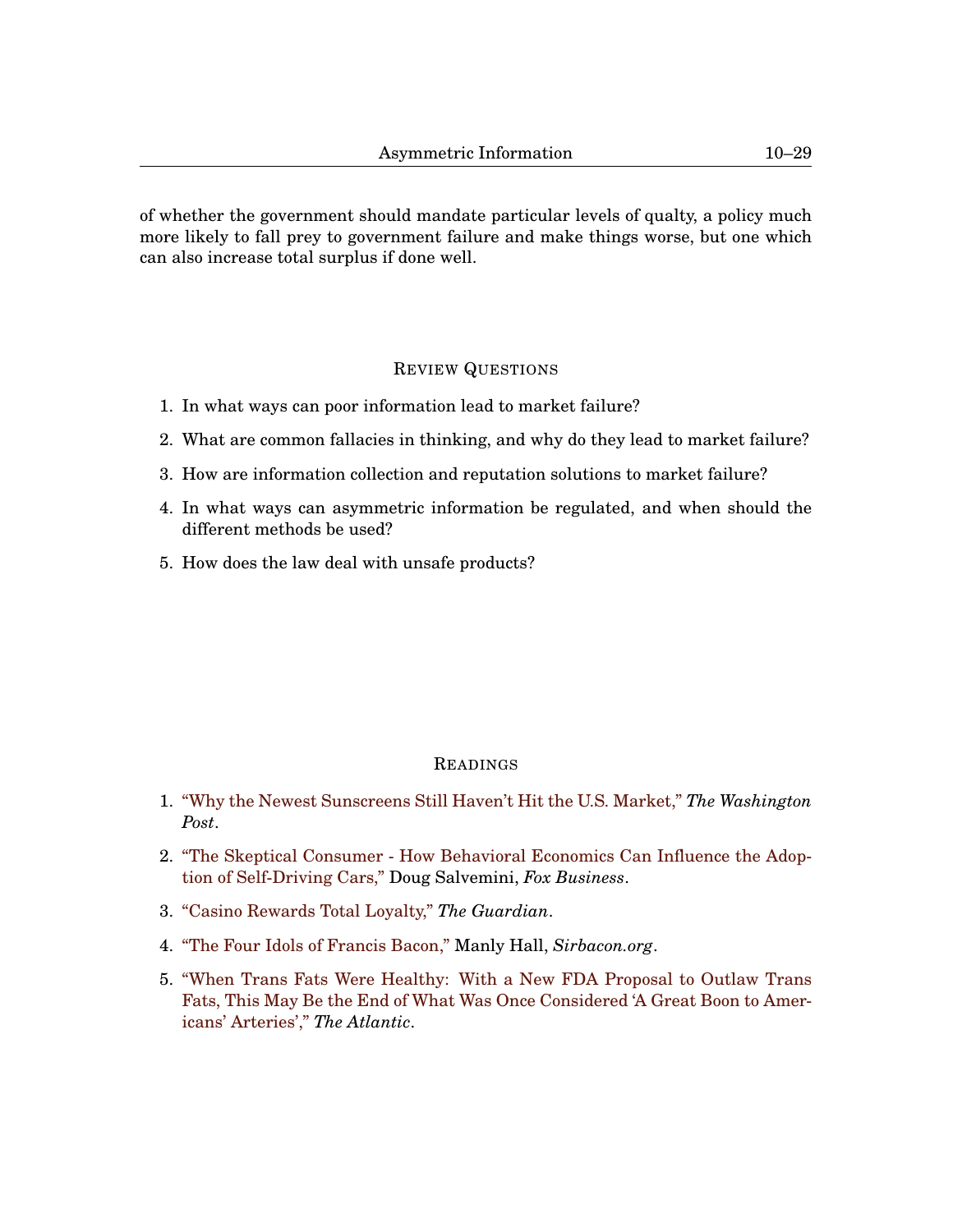of whether the government should mandate particular levels of qualty, a policy much more likely to fall prey to government failure and make things worse, but one which can also increase total surplus if done well.

## Review Questions

1. In what ways can poor information lead to market failure?
2. What are common fallacies in thinking, and why do they lead to market failure?
3. How are information collection and reputation solutions to market failure?
4. In what ways can asymmetric information be regulated, and when should the different methods be used?
5. How does the law deal with unsafe products?

## Readings

1. "Why the Newest Sunscreens Still Haven't Hit the U.S. Market," *The Washington Post*.
2. "The Skeptical Consumer - How Behavioral Economics Can Influence the Adoption of Self-Driving Cars," Doug Salvemini, *Fox Business*.
3. "Casino Rewards Total Loyalty," *The Guardian*.
4. "The Four Idols of Francis Bacon," Manly Hall, *Sirbacon.org*.
5. "When Trans Fats Were Healthy: With a New FDA Proposal to Outlaw Trans Fats, This May Be the End of What Was Once Considered 'A Great Boon to Americans' Arteries'," *The Atlantic*.